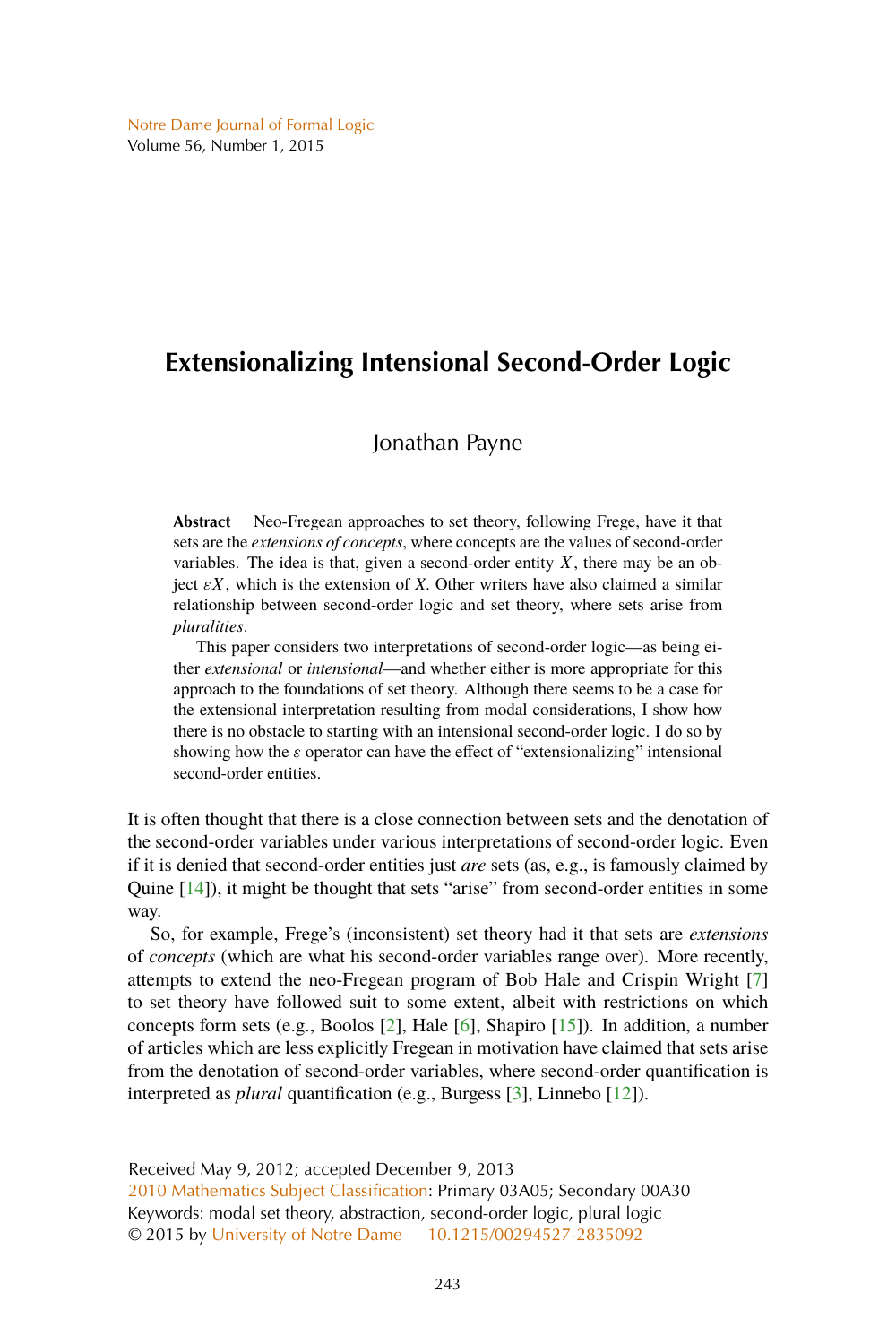# Extensionalizing Intensional Second-Order Logic

Jonathan Payne

**Abstract** Neo-Fregean approaches to set theory, following Frege, have it that sets are the *extensions of concepts*, where concepts are the values of second-order variables. The idea is that, given a second-order entity $X$, there may be an object $\varepsilon X$, which is the extension of $X$. Other writers have also claimed a similar relationship between second-order logic and set theory, where sets arise from *pluralities*.

This paper considers two interpretations of second-order logic—as being either *extensional* or *intensional*—and whether either is more appropriate for this approach to the foundations of set theory. Although there seems to be a case for the extensional interpretation resulting from modal considerations, I show how there is no obstacle to starting with an intensional second-order logic. I do so by showing how the $\varepsilon$ operator can have the effect of "extensionalizing" intensional second-order entities.

It is often thought that there is a close connection between sets and the denotation of the second-order variables under various interpretations of second-order logic. Even if it is denied that second-order entities just *are* sets (as, e.g., is famously claimed by Quine [14]), it might be thought that sets "arise" from second-order entities in some way.

So, for example, Frege's (inconsistent) set theory had it that sets are *extensions* of *concepts* (which are what his second-order variables range over). More recently, attempts to extend the neo-Fregean program of Bob Hale and Crispin Wright [7] to set theory have followed suit to some extent, albeit with restrictions on which concepts form sets (e.g., Boolos [2], Hale [6], Shapiro [15]). In addition, a number of articles which are less explicitly Fregean in motivation have claimed that sets arise from the denotation of second-order variables, where second-order quantification is interpreted as *plural* quantification (e.g., Burgess [3], Linnebo [12]).

Received May 9, 2012; accepted December 9, 2013
2010 Mathematics Subject Classification: Primary 03A05; Secondary 00A30
Keywords: modal set theory, abstraction, second-order logic, plural logic
© 2015 by University of Notre Dame 10.1215/00294527-2835092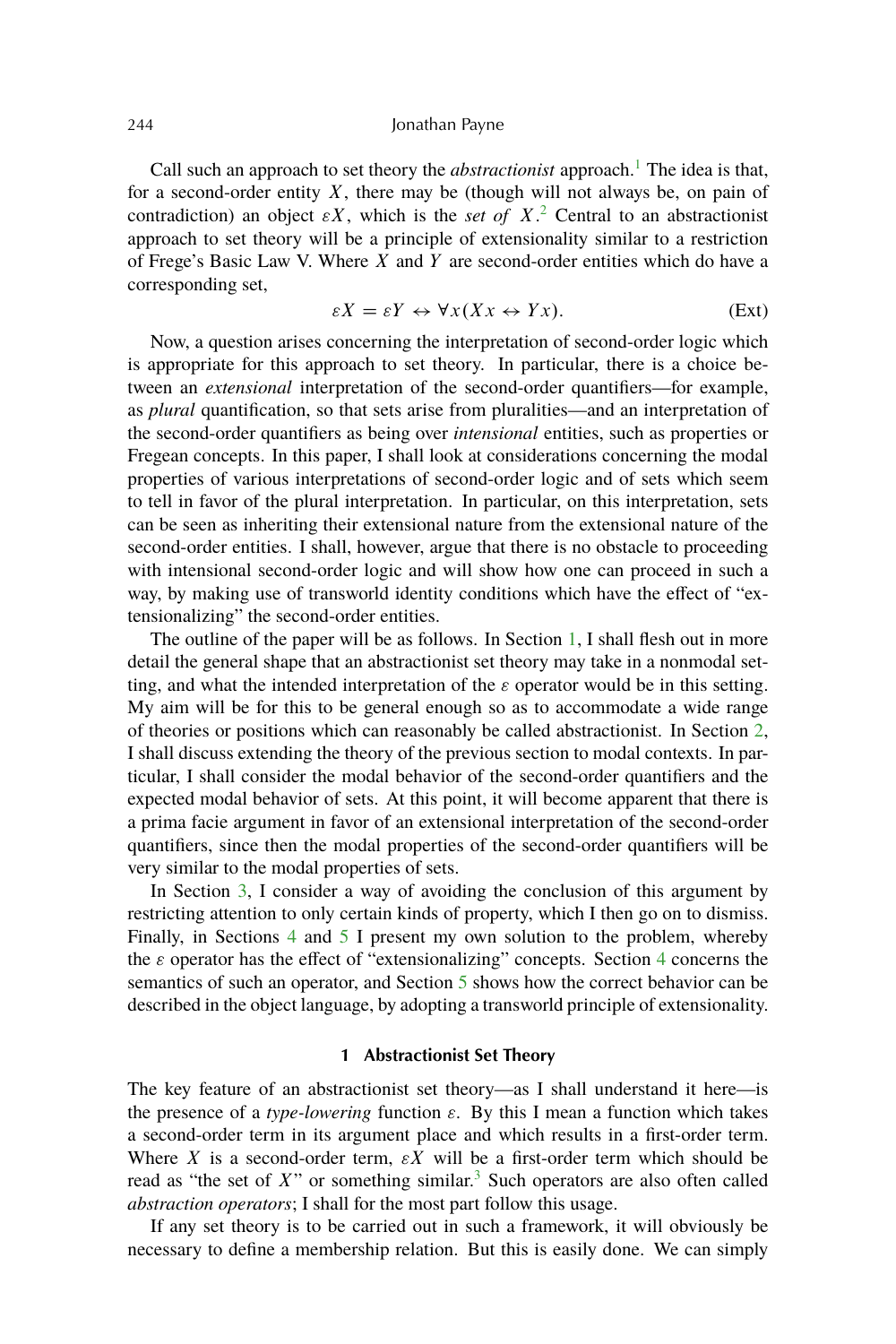Call such an approach to set theory the *abstractionist* approach.[1] The idea is that, for a second-order entity $X$, there may be (though will not always be, on pain of contradiction) an object $\varepsilon X$, which is the *set of* $X$.[2] Central to an abstractionist approach to set theory will be a principle of extensionality similar to a restriction of Frege's Basic Law V. Where $X$ and $Y$ are second-order entities which do have a corresponding set,

$$\varepsilon X = \varepsilon Y \leftrightarrow \forall x (Xx \leftrightarrow Yx). \quad \text{(Ext)}$$

Now, a question arises concerning the interpretation of second-order logic which is appropriate for this approach to set theory. In particular, there is a choice between an *extensional* interpretation of the second-order quantifiers—for example, as *plural* quantification, so that sets arise from pluralities—and an interpretation of the second-order quantifiers as being over *intensional* entities, such as properties or Fregean concepts. In this paper, I shall look at considerations concerning the modal properties of various interpretations of second-order logic and of sets which seem to tell in favor of the plural interpretation. In particular, on this interpretation, sets can be seen as inheriting their extensional nature from the extensional nature of the second-order entities. I shall, however, argue that there is no obstacle to proceeding with intensional second-order logic and will show how one can proceed in such a way, by making use of transworld identity conditions which have the effect of "extensionalizing" the second-order entities.

The outline of the paper will be as follows. In Section 1, I shall flesh out in more detail the general shape that an abstractionist set theory may take in a nonmodal setting, and what the intended interpretation of the $\varepsilon$ operator would be in this setting. My aim will be for this to be general enough so as to accommodate a wide range of theories or positions which can reasonably be called abstractionist. In Section 2, I shall discuss extending the theory of the previous section to modal contexts. In particular, I shall consider the modal behavior of the second-order quantifiers and the expected modal behavior of sets. At this point, it will become apparent that there is a prima facie argument in favor of an extensional interpretation of the second-order quantifiers, since then the modal properties of the second-order quantifiers will be very similar to the modal properties of sets.

In Section 3, I consider a way of avoiding the conclusion of this argument by restricting attention to only certain kinds of property, which I then go on to dismiss. Finally, in Sections 4 and 5 I present my own solution to the problem, whereby the $\varepsilon$ operator has the effect of "extensionalizing" concepts. Section 4 concerns the semantics of such an operator, and Section 5 shows how the correct behavior can be described in the object language, by adopting a transworld principle of extensionality.

## 1 Abstractionist Set Theory

The key feature of an abstractionist set theory—as I shall understand it here—is the presence of a *type-lowering* function $\varepsilon$. By this I mean a function which takes a second-order term in its argument place and which results in a first-order term. Where $X$ is a second-order term, $\varepsilon X$ will be a first-order term which should be read as "the set of $X$" or something similar.[3] Such operators are also often called *abstraction operators*; I shall for the most part follow this usage.

If any set theory is to be carried out in such a framework, it will obviously be necessary to define a membership relation. But this is easily done. We can simply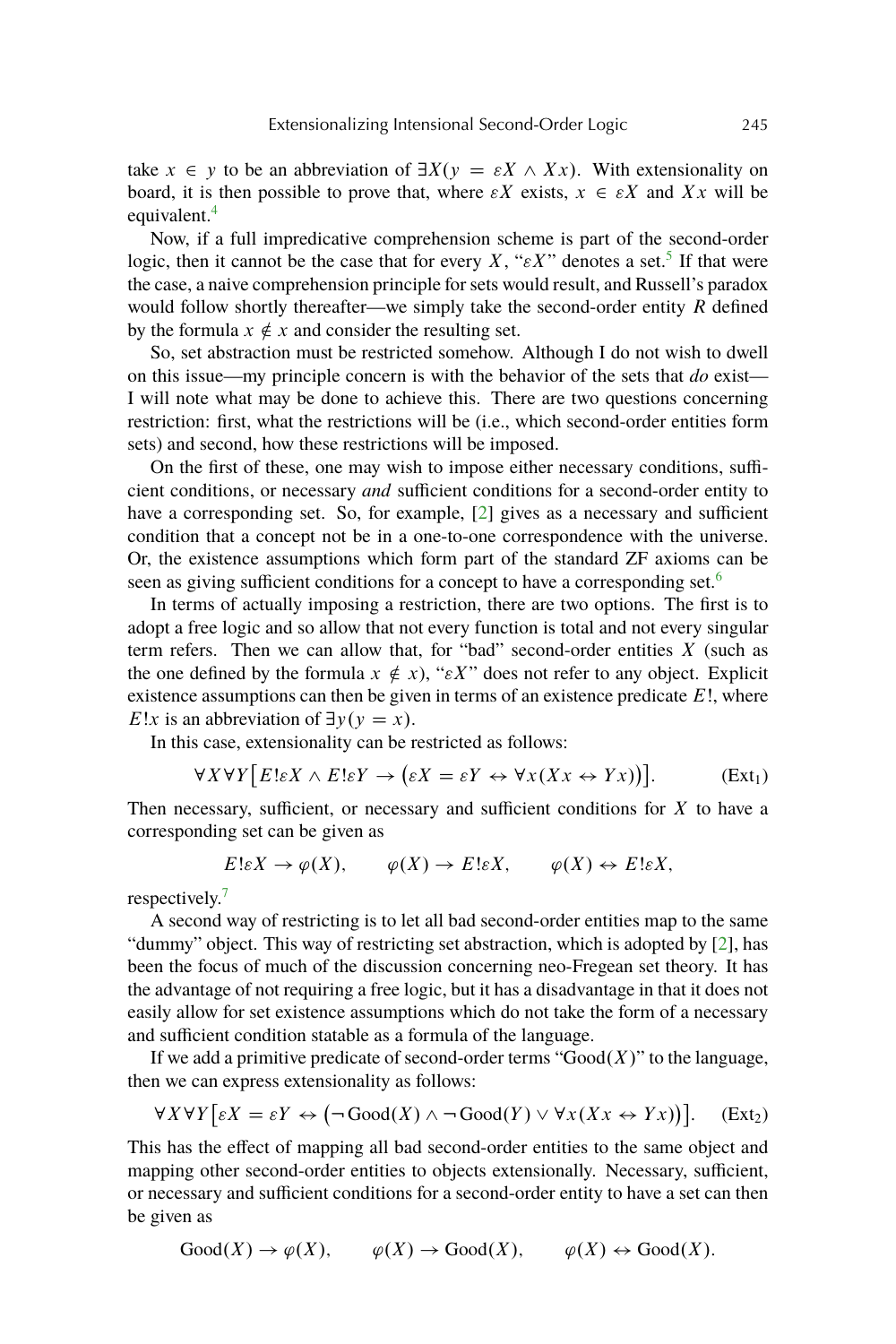take $x \in y$ to be an abbreviation of $\exists X(y = \varepsilon X \wedge Xx)$. With extensionality on board, it is then possible to prove that, where $\varepsilon X$ exists, $x \in \varepsilon X$ and $Xx$ will be equivalent.[4]

Now, if a full impredicative comprehension scheme is part of the second-order logic, then it cannot be the case that for every $X$, "$\varepsilon X$" denotes a set.[5] If that were the case, a naive comprehension principle for sets would result, and Russell's paradox would follow shortly thereafter—we simply take the second-order entity $R$ defined by the formula $x \notin x$ and consider the resulting set.

So, set abstraction must be restricted somehow. Although I do not wish to dwell on this issue—my principle concern is with the behavior of the sets that *do* exist—I will note what may be done to achieve this. There are two questions concerning restriction: first, what the restrictions will be (i.e., which second-order entities form sets) and second, how these restrictions will be imposed.

On the first of these, one may wish to impose either necessary conditions, sufficient conditions, or necessary *and* sufficient conditions for a second-order entity to have a corresponding set. So, for example, [2] gives as a necessary and sufficient condition that a concept not be in a one-to-one correspondence with the universe. Or, the existence assumptions which form part of the standard ZF axioms can be seen as giving sufficient conditions for a concept to have a corresponding set.[6]

In terms of actually imposing a restriction, there are two options. The first is to adopt a free logic and so allow that not every function is total and not every singular term refers. Then we can allow that, for "bad" second-order entities $X$ (such as the one defined by the formula $x \notin x$), "$\varepsilon X$" does not refer to any object. Explicit existence assumptions can then be given in terms of an existence predicate $E!$, where $E!x$ is an abbreviation of $\exists y(y = x)$.

In this case, extensionality can be restricted as follows:

$$\forall X \forall Y \big[ E!\varepsilon X \wedge E!\varepsilon Y \rightarrow \big(\varepsilon X = \varepsilon Y \leftrightarrow \forall x(Xx \leftrightarrow Yx)\big)\big]. \qquad (\text{Ext}_1)$$

Then necessary, sufficient, or necessary and sufficient conditions for $X$ to have a corresponding set can be given as

$$E!\varepsilon X \rightarrow \varphi(X), \qquad \varphi(X) \rightarrow E!\varepsilon X, \qquad \varphi(X) \leftrightarrow E!\varepsilon X,$$

respectively.[7]

A second way of restricting is to let all bad second-order entities map to the same "dummy" object. This way of restricting set abstraction, which is adopted by [2], has been the focus of much of the discussion concerning neo-Fregean set theory. It has the advantage of not requiring a free logic, but it has a disadvantage in that it does not easily allow for set existence assumptions which do not take the form of a necessary and sufficient condition statable as a formula of the language.

If we add a primitive predicate of second-order terms "Good($X$)" to the language, then we can express extensionality as follows:

$$\forall X \forall Y \big[\varepsilon X = \varepsilon Y \leftrightarrow \big(\neg\,\text{Good}(X) \wedge \neg\,\text{Good}(Y) \vee \forall x(Xx \leftrightarrow Yx)\big)\big]. \qquad (\text{Ext}_2)$$

This has the effect of mapping all bad second-order entities to the same object and mapping other second-order entities to objects extensionally. Necessary, sufficient, or necessary and sufficient conditions for a second-order entity to have a set can then be given as

$$\text{Good}(X) \rightarrow \varphi(X), \qquad \varphi(X) \rightarrow \text{Good}(X), \qquad \varphi(X) \leftrightarrow \text{Good}(X).$$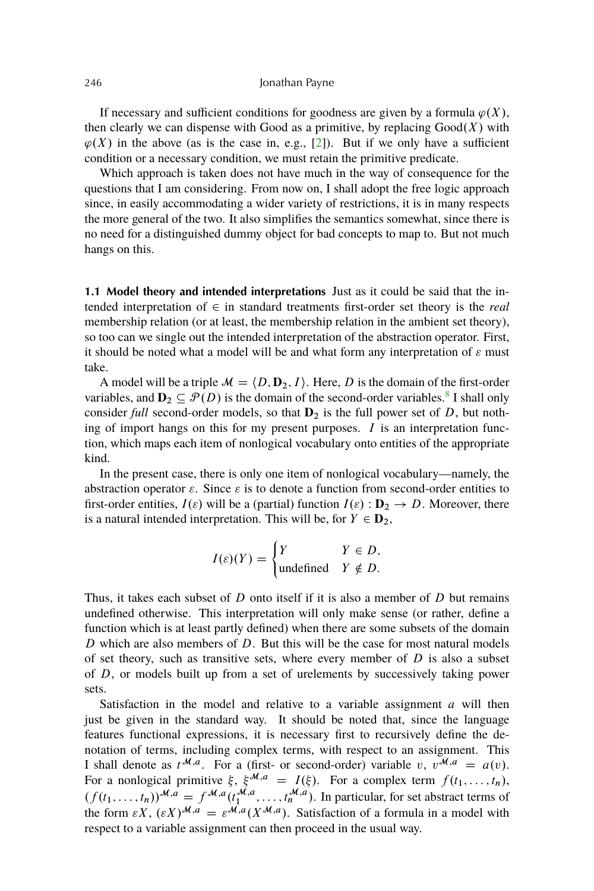If necessary and sufficient conditions for goodness are given by a formula $\varphi(X)$, then clearly we can dispense with Good as a primitive, by replacing $\text{Good}(X)$ with $\varphi(X)$ in the above (as is the case in, e.g., [2]). But if we only have a sufficient condition or a necessary condition, we must retain the primitive predicate.

Which approach is taken does not have much in the way of consequence for the questions that I am considering. From now on, I shall adopt the free logic approach since, in easily accommodating a wider variety of restrictions, it is in many respects the more general of the two. It also simplifies the semantics somewhat, since there is no need for a distinguished dummy object for bad concepts to map to. But not much hangs on this.

**1.1 Model theory and intended interpretations** Just as it could be said that the intended interpretation of $\in$ in standard treatments first-order set theory is the *real* membership relation (or at least, the membership relation in the ambient set theory), so too can we single out the intended interpretation of the abstraction operator. First, it should be noted what a model will be and what form any interpretation of $\varepsilon$ must take.

A model will be a triple $\mathcal{M} = \langle D, \mathbf{D}_2, I \rangle$. Here, $D$ is the domain of the first-order variables, and $\mathbf{D}_2 \subseteq \mathcal{P}(D)$ is the domain of the second-order variables.[8] I shall only consider *full* second-order models, so that $\mathbf{D}_2$ is the full power set of $D$, but nothing of import hangs on this for my present purposes. $I$ is an interpretation function, which maps each item of nonlogical vocabulary onto entities of the appropriate kind.

In the present case, there is only one item of nonlogical vocabulary—namely, the abstraction operator $\varepsilon$. Since $\varepsilon$ is to denote a function from second-order entities to first-order entities, $I(\varepsilon)$ will be a (partial) function $I(\varepsilon) : \mathbf{D}_2 \to D$. Moreover, there is a natural intended interpretation. This will be, for $Y \in \mathbf{D}_2$,

$$I(\varepsilon)(Y) = \begin{cases} Y & Y \in D, \\ \text{undefined} & Y \notin D. \end{cases}$$

Thus, it takes each subset of $D$ onto itself if it is also a member of $D$ but remains undefined otherwise. This interpretation will only make sense (or rather, define a function which is at least partly defined) when there are some subsets of the domain $D$ which are also members of $D$. But this will be the case for most natural models of set theory, such as transitive sets, where every member of $D$ is also a subset of $D$, or models built up from a set of urelements by successively taking power sets.

Satisfaction in the model and relative to a variable assignment $a$ will then just be given in the standard way. It should be noted that, since the language features functional expressions, it is necessary first to recursively define the denotation of terms, including complex terms, with respect to an assignment. This I shall denote as $t^{\mathcal{M},a}$. For a (first- or second-order) variable $v$, $v^{\mathcal{M},a} = a(v)$. For a nonlogical primitive $\xi$, $\xi^{\mathcal{M},a} = I(\xi)$. For a complex term $f(t_1, \ldots, t_n)$, $(f(t_1, \ldots, t_n))^{\mathcal{M},a} = f^{\mathcal{M},a}(t_1^{\mathcal{M},a}, \ldots, t_n^{\mathcal{M},a})$. In particular, for set abstract terms of the form $\varepsilon X$, $(\varepsilon X)^{\mathcal{M},a} = \varepsilon^{\mathcal{M},a}(X^{\mathcal{M},a})$. Satisfaction of a formula in a model with respect to a variable assignment can then proceed in the usual way.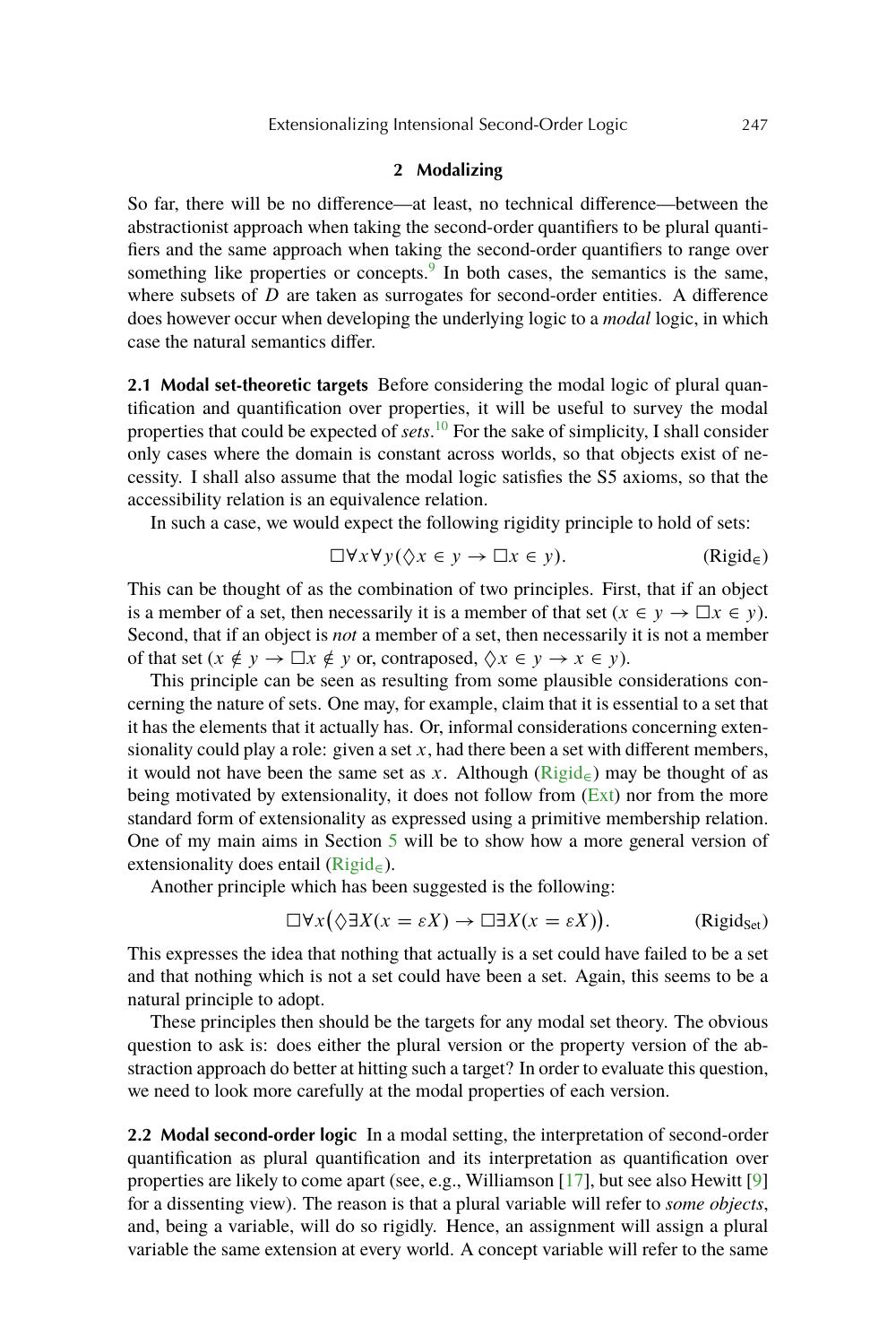## 2 Modalizing

So far, there will be no difference—at least, no technical difference—between the abstractionist approach when taking the second-order quantifiers to be plural quantifiers and the same approach when taking the second-order quantifiers to range over something like properties or concepts.[9] In both cases, the semantics is the same, where subsets of $D$ are taken as surrogates for second-order entities. A difference does however occur when developing the underlying logic to a *modal* logic, in which case the natural semantics differ.

**2.1 Modal set-theoretic targets** Before considering the modal logic of plural quantification and quantification over properties, it will be useful to survey the modal properties that could be expected of *sets*.[10] For the sake of simplicity, I shall consider only cases where the domain is constant across worlds, so that objects exist of necessity. I shall also assume that the modal logic satisfies the S5 axioms, so that the accessibility relation is an equivalence relation.

In such a case, we would expect the following rigidity principle to hold of sets:

$$\Box\forall x\forall y(\Diamond x \in y \to \Box x \in y). \qquad (\text{Rigid}_{\in})$$

This can be thought of as the combination of two principles. First, that if an object is a member of a set, then necessarily it is a member of that set ($x \in y \to \Box x \in y$). Second, that if an object is *not* a member of a set, then necessarily it is not a member of that set ($x \notin y \to \Box x \notin y$ or, contraposed, $\Diamond x \in y \to x \in y$).

This principle can be seen as resulting from some plausible considerations concerning the nature of sets. One may, for example, claim that it is essential to a set that it has the elements that it actually has. Or, informal considerations concerning extensionality could play a role: given a set $x$, had there been a set with different members, it would not have been the same set as $x$. Although ($\text{Rigid}_{\in}$) may be thought of as being motivated by extensionality, it does not follow from (Ext) nor from the more standard form of extensionality as expressed using a primitive membership relation. One of my main aims in Section 5 will be to show how a more general version of extensionality does entail ($\text{Rigid}_{\in}$).

Another principle which has been suggested is the following:

$$\Box\forall x\big(\Diamond\exists X(x = \varepsilon X) \to \Box\exists X(x = \varepsilon X)\big). \qquad (\text{Rigid}_{\text{Set}})$$

This expresses the idea that nothing that actually is a set could have failed to be a set and that nothing which is not a set could have been a set. Again, this seems to be a natural principle to adopt.

These principles then should be the targets for any modal set theory. The obvious question to ask is: does either the plural version or the property version of the abstraction approach do better at hitting such a target? In order to evaluate this question, we need to look more carefully at the modal properties of each version.

**2.2 Modal second-order logic** In a modal setting, the interpretation of second-order quantification as plural quantification and its interpretation as quantification over properties are likely to come apart (see, e.g., Williamson [17], but see also Hewitt [9] for a dissenting view). The reason is that a plural variable will refer to *some objects*, and, being a variable, will do so rigidly. Hence, an assignment will assign a plural variable the same extension at every world. A concept variable will refer to the same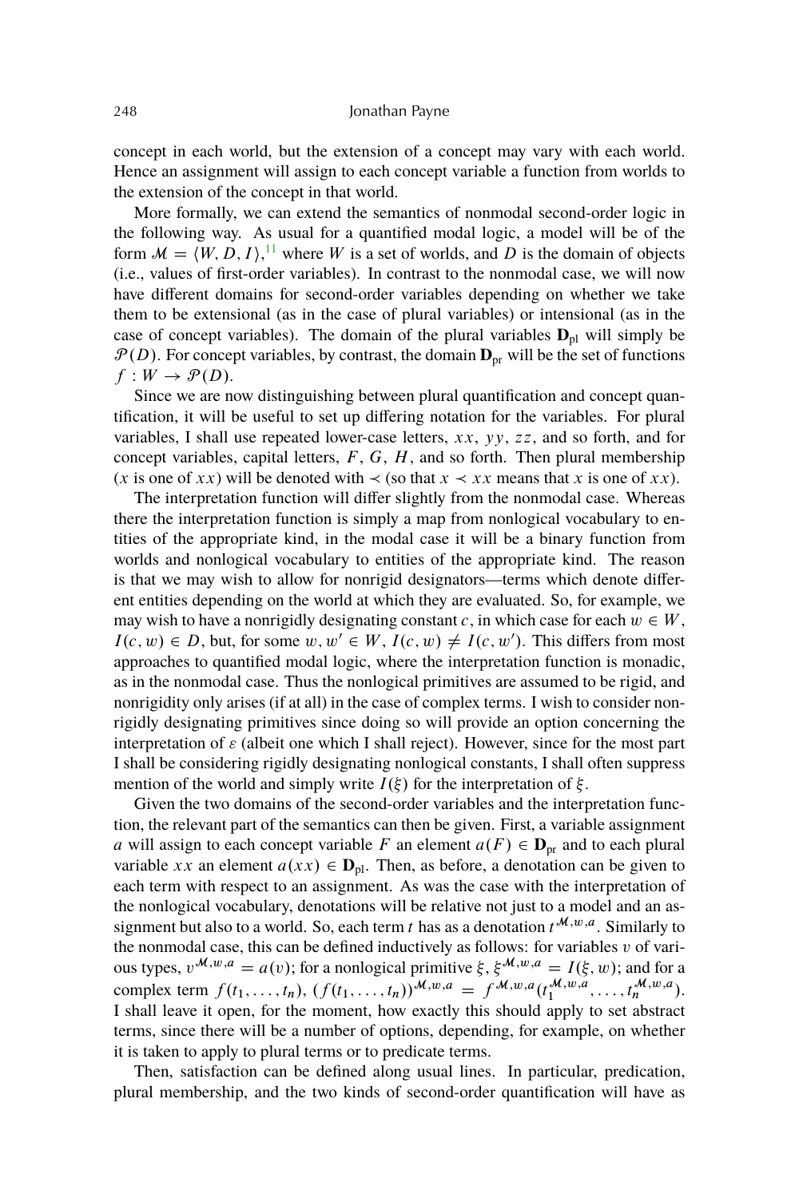concept in each world, but the extension of a concept may vary with each world. Hence an assignment will assign to each concept variable a function from worlds to the extension of the concept in that world.

More formally, we can extend the semantics of nonmodal second-order logic in the following way. As usual for a quantified modal logic, a model will be of the form $\mathcal{M} = \langle W, D, I \rangle$,[11] where $W$ is a set of worlds, and $D$ is the domain of objects (i.e., values of first-order variables). In contrast to the nonmodal case, we will now have different domains for second-order variables depending on whether we take them to be extensional (as in the case of plural variables) or intensional (as in the case of concept variables). The domain of the plural variables $\mathbf{D}_{\text{pl}}$ will simply be $\mathcal{P}(D)$. For concept variables, by contrast, the domain $\mathbf{D}_{\text{pr}}$ will be the set of functions $f : W \to \mathcal{P}(D)$.

Since we are now distinguishing between plural quantification and concept quantification, it will be useful to set up differing notation for the variables. For plural variables, I shall use repeated lower-case letters, $xx$, $yy$, $zz$, and so forth, and for concept variables, capital letters, $F$, $G$, $H$, and so forth. Then plural membership ($x$ is one of $xx$) will be denoted with $\prec$ (so that $x \prec xx$ means that $x$ is one of $xx$).

The interpretation function will differ slightly from the nonmodal case. Whereas there the interpretation function is simply a map from nonlogical vocabulary to entities of the appropriate kind, in the modal case it will be a binary function from worlds and nonlogical vocabulary to entities of the appropriate kind. The reason is that we may wish to allow for nonrigid designators—terms which denote different entities depending on the world at which they are evaluated. So, for example, we may wish to have a nonrigidly designating constant $c$, in which case for each $w \in W$, $I(c, w) \in D$, but, for some $w, w' \in W$, $I(c, w) \neq I(c, w')$. This differs from most approaches to quantified modal logic, where the interpretation function is monadic, as in the nonmodal case. Thus the nonlogical primitives are assumed to be rigid, and nonrigidity only arises (if at all) in the case of complex terms. I wish to consider nonrigidly designating primitives since doing so will provide an option concerning the interpretation of $\varepsilon$ (albeit one which I shall reject). However, since for the most part I shall be considering rigidly designating nonlogical constants, I shall often suppress mention of the world and simply write $I(\xi)$ for the interpretation of $\xi$.

Given the two domains of the second-order variables and the interpretation function, the relevant part of the semantics can then be given. First, a variable assignment $a$ will assign to each concept variable $F$ an element $a(F) \in \mathbf{D}_{\text{pr}}$ and to each plural variable $xx$ an element $a(xx) \in \mathbf{D}_{\text{pl}}$. Then, as before, a denotation can be given to each term with respect to an assignment. As was the case with the interpretation of the nonlogical vocabulary, denotations will be relative not just to a model and an assignment but also to a world. So, each term $t$ has as a denotation $t^{\mathcal{M},w,a}$. Similarly to the nonmodal case, this can be defined inductively as follows: for variables $v$ of various types, $v^{\mathcal{M},w,a} = a(v)$; for a nonlogical primitive $\xi$, $\xi^{\mathcal{M},w,a} = I(\xi, w)$; and for a complex term $f(t_1, \ldots, t_n)$, $(f(t_1, \ldots, t_n))^{\mathcal{M},w,a} = f^{\mathcal{M},w,a}(t_1^{\mathcal{M},w,a}, \ldots, t_n^{\mathcal{M},w,a})$. I shall leave it open, for the moment, how exactly this should apply to set abstract terms, since there will be a number of options, depending, for example, on whether it is taken to apply to plural terms or to predicate terms.

Then, satisfaction can be defined along usual lines. In particular, predication, plural membership, and the two kinds of second-order quantification will have as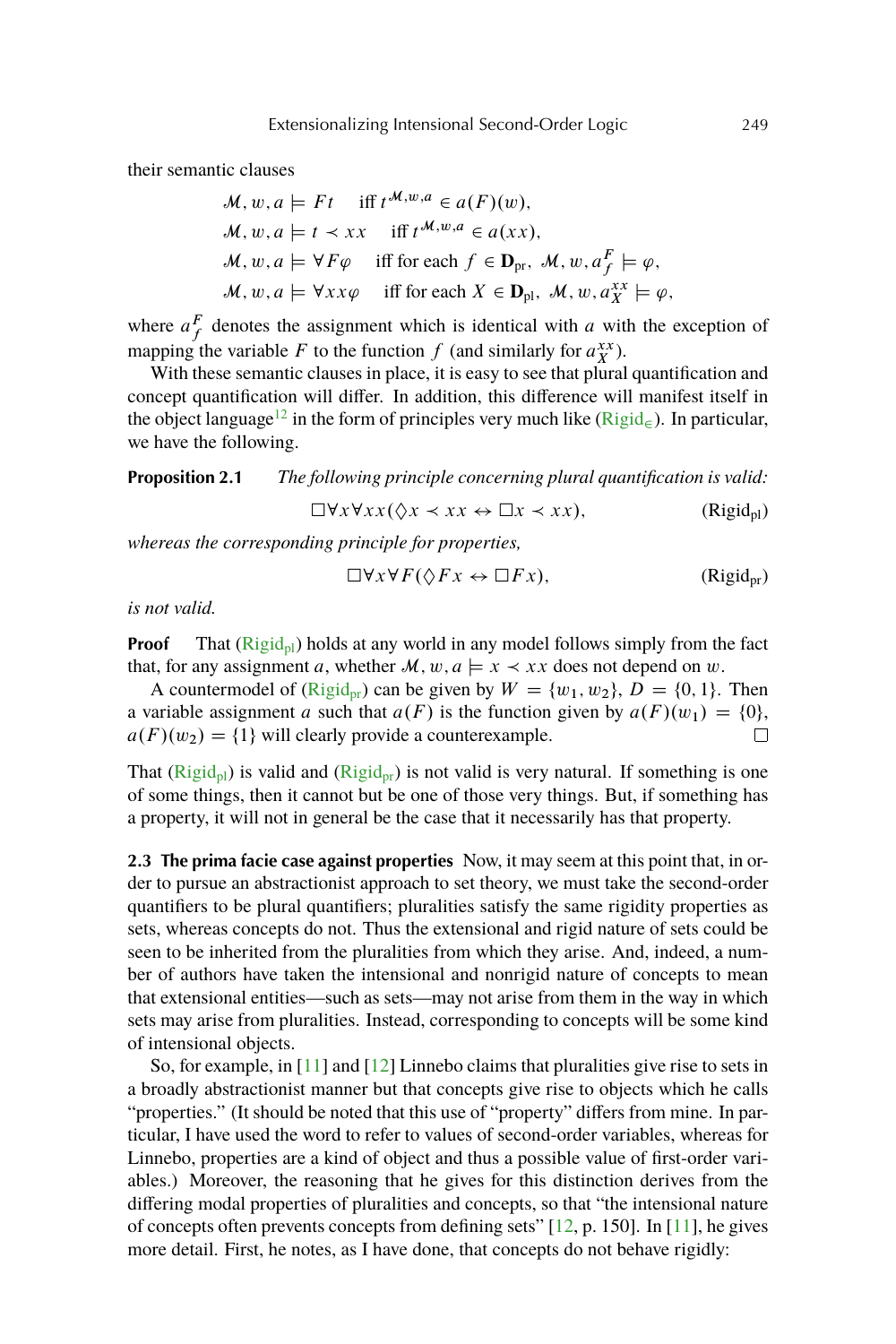their semantic clauses

$$\mathcal{M}, w, a \models Ft \quad \text{iff } t^{\mathcal{M},w,a} \in a(F)(w),$$
$$\mathcal{M}, w, a \models t \prec xx \quad \text{iff } t^{\mathcal{M},w,a} \in a(xx),$$
$$\mathcal{M}, w, a \models \forall F\varphi \quad \text{iff for each } f \in \mathbf{D}_{\text{pr}},\ \mathcal{M}, w, a^F_f \models \varphi,$$
$$\mathcal{M}, w, a \models \forall xx\varphi \quad \text{iff for each } X \in \mathbf{D}_{\text{pl}},\ \mathcal{M}, w, a^{xx}_X \models \varphi,$$

where $a^F_f$ denotes the assignment which is identical with $a$ with the exception of mapping the variable $F$ to the function $f$ (and similarly for $a^{xx}_X$).

With these semantic clauses in place, it is easy to see that plural quantification and concept quantification will differ. In addition, this difference will manifest itself in the object language[12] in the form of principles very much like (Rigid$_\in$). In particular, we have the following.

**Proposition 2.1** *The following principle concerning plural quantification is valid:*

$$\Box\forall x\forall xx(\Diamond x \prec xx \leftrightarrow \Box x \prec xx), \qquad (\text{Rigid}_{\text{pl}})$$

*whereas the corresponding principle for properties,*

$$\Box\forall x\forall F(\Diamond Fx \leftrightarrow \Box Fx), \qquad (\text{Rigid}_{\text{pr}})$$

*is not valid.*

**Proof** That (Rigid$_{\text{pl}}$) holds at any world in any model follows simply from the fact that, for any assignment $a$, whether $\mathcal{M}, w, a \models x \prec xx$ does not depend on $w$.

A countermodel of (Rigid$_{\text{pr}}$) can be given by $W = \{w_1, w_2\}$, $D = \{0, 1\}$. Then a variable assignment $a$ such that $a(F)$ is the function given by $a(F)(w_1) = \{0\}$, $a(F)(w_2) = \{1\}$ will clearly provide a counterexample. □

That (Rigid$_{\text{pl}}$) is valid and (Rigid$_{\text{pr}}$) is not valid is very natural. If something is one of some things, then it cannot but be one of those very things. But, if something has a property, it will not in general be the case that it necessarily has that property.

**2.3 The prima facie case against properties** Now, it may seem at this point that, in order to pursue an abstractionist approach to set theory, we must take the second-order quantifiers to be plural quantifiers; pluralities satisfy the same rigidity properties as sets, whereas concepts do not. Thus the extensional and rigid nature of sets could be seen to be inherited from the pluralities from which they arise. And, indeed, a number of authors have taken the intensional and nonrigid nature of concepts to mean that extensional entities—such as sets—may not arise from them in the way in which sets may arise from pluralities. Instead, corresponding to concepts will be some kind of intensional objects.

So, for example, in [11] and [12] Linnebo claims that pluralities give rise to sets in a broadly abstractionist manner but that concepts give rise to objects which he calls "properties." (It should be noted that this use of "property" differs from mine. In particular, I have used the word to refer to values of second-order variables, whereas for Linnebo, properties are a kind of object and thus a possible value of first-order variables.) Moreover, the reasoning that he gives for this distinction derives from the differing modal properties of pluralities and concepts, so that "the intensional nature of concepts often prevents concepts from defining sets" [12, p. 150]. In [11], he gives more detail. First, he notes, as I have done, that concepts do not behave rigidly: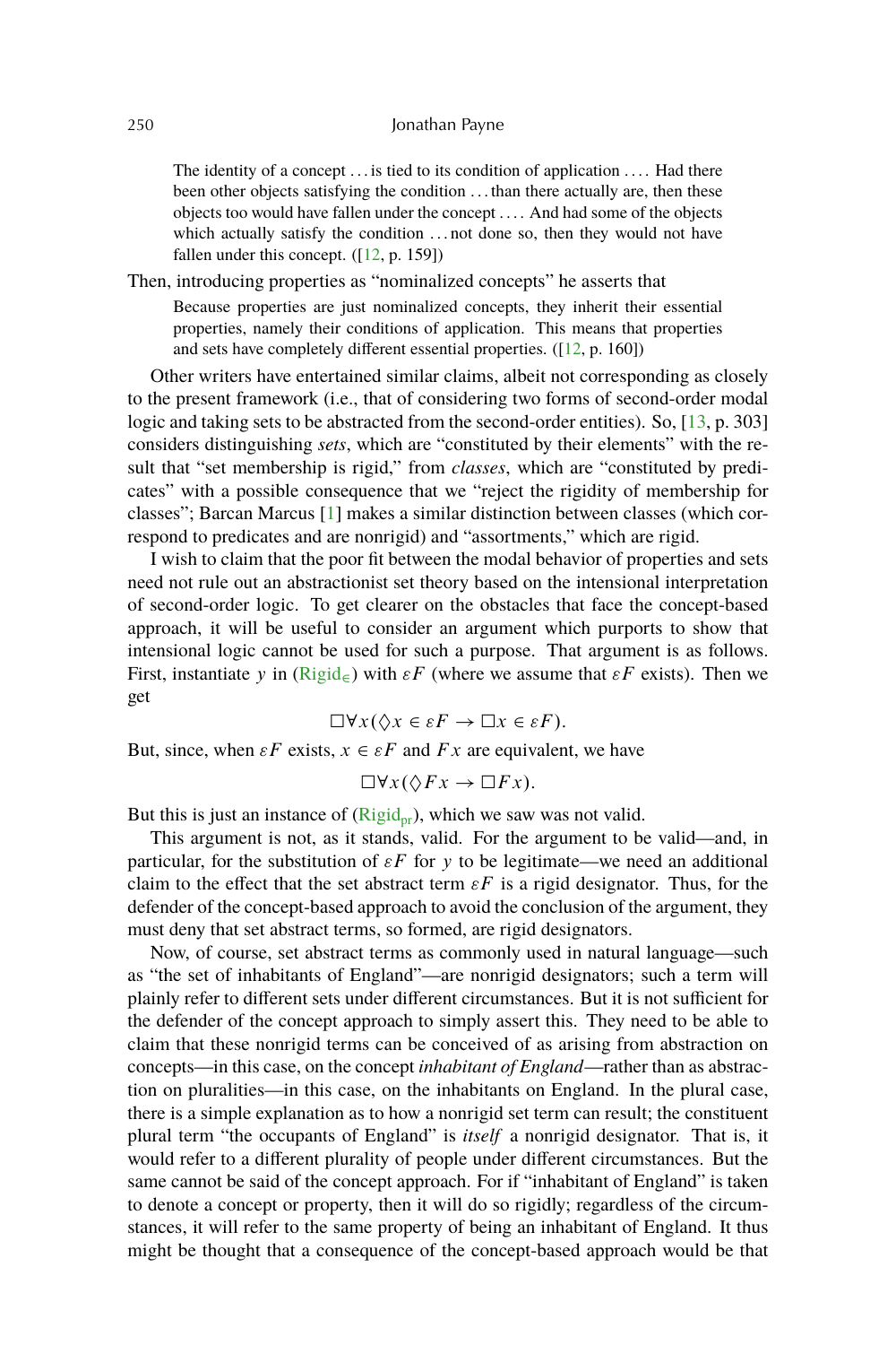> The identity of a concept . . . is tied to its condition of application . . . . Had there been other objects satisfying the condition . . . than there actually are, then these objects too would have fallen under the concept . . . . And had some of the objects which actually satisfy the condition . . . not done so, then they would not have fallen under this concept. ([12, p. 159])

Then, introducing properties as "nominalized concepts" he asserts that

> Because properties are just nominalized concepts, they inherit their essential properties, namely their conditions of application. This means that properties and sets have completely different essential properties. ([12, p. 160])

Other writers have entertained similar claims, albeit not corresponding as closely to the present framework (i.e., that of considering two forms of second-order modal logic and taking sets to be abstracted from the second-order entities). So, [13, p. 303] considers distinguishing *sets*, which are "constituted by their elements" with the result that "set membership is rigid," from *classes*, which are "constituted by predicates" with a possible consequence that we "reject the rigidity of membership for classes"; Barcan Marcus [1] makes a similar distinction between classes (which correspond to predicates and are nonrigid) and "assortments," which are rigid.

I wish to claim that the poor fit between the modal behavior of properties and sets need not rule out an abstractionist set theory based on the intensional interpretation of second-order logic. To get clearer on the obstacles that face the concept-based approach, it will be useful to consider an argument which purports to show that intensional logic cannot be used for such a purpose. That argument is as follows. First, instantiate $y$ in ($\mathrm{Rigid}_{\in}$) with $\varepsilon F$ (where we assume that $\varepsilon F$ exists). Then we get

$$\Box \forall x (\Diamond x \in \varepsilon F \rightarrow \Box x \in \varepsilon F).$$

But, since, when $\varepsilon F$ exists, $x \in \varepsilon F$ and $Fx$ are equivalent, we have

$$\Box \forall x (\Diamond F x \rightarrow \Box F x).$$

But this is just an instance of ($\mathrm{Rigid}_{\mathrm{pr}}$), which we saw was not valid.

This argument is not, as it stands, valid. For the argument to be valid—and, in particular, for the substitution of $\varepsilon F$ for $y$ to be legitimate—we need an additional claim to the effect that the set abstract term $\varepsilon F$ is a rigid designator. Thus, for the defender of the concept-based approach to avoid the conclusion of the argument, they must deny that set abstract terms, so formed, are rigid designators.

Now, of course, set abstract terms as commonly used in natural language—such as "the set of inhabitants of England"—are nonrigid designators; such a term will plainly refer to different sets under different circumstances. But it is not sufficient for the defender of the concept approach to simply assert this. They need to be able to claim that these nonrigid terms can be conceived of as arising from abstraction on concepts—in this case, on the concept *inhabitant of England*—rather than as abstraction on pluralities—in this case, on the inhabitants on England. In the plural case, there is a simple explanation as to how a nonrigid set term can result; the constituent plural term "the occupants of England" is *itself* a nonrigid designator. That is, it would refer to a different plurality of people under different circumstances. But the same cannot be said of the concept approach. For if "inhabitant of England" is taken to denote a concept or property, then it will do so rigidly; regardless of the circumstances, it will refer to the same property of being an inhabitant of England. It thus might be thought that a consequence of the concept-based approach would be that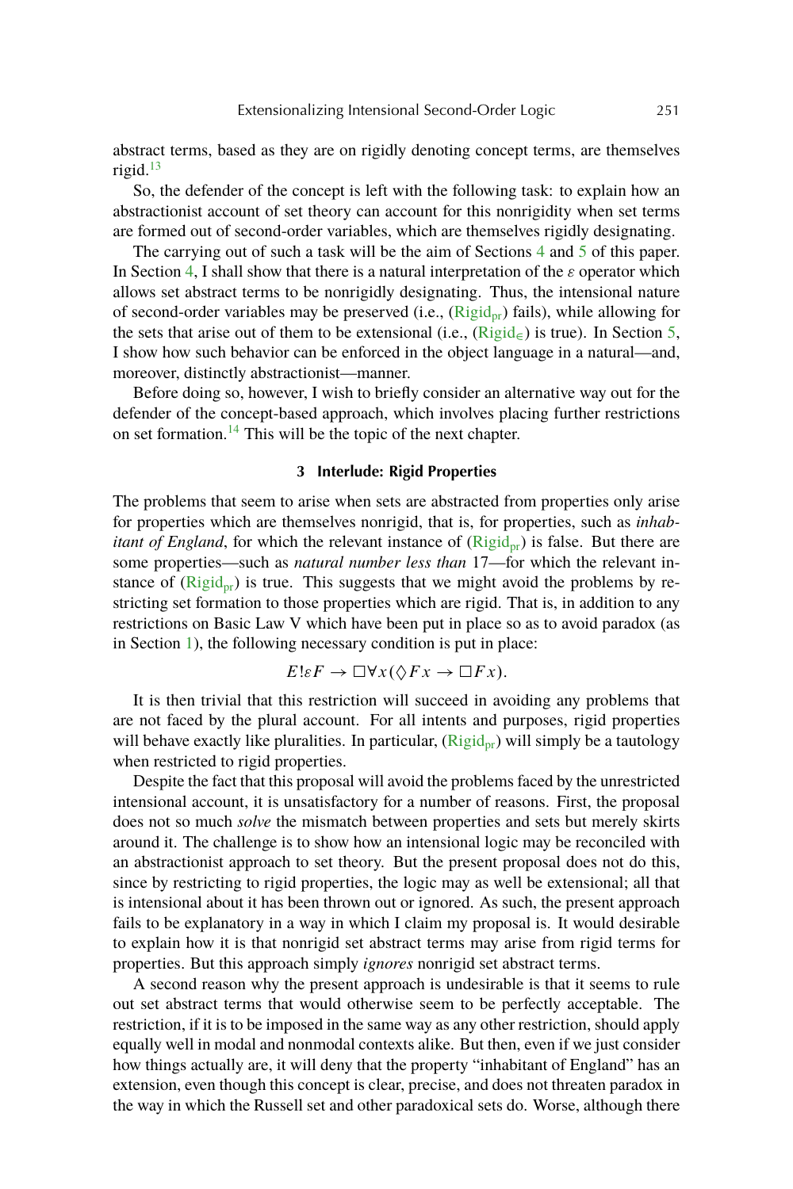abstract terms, based as they are on rigidly denoting concept terms, are themselves rigid.[13]

So, the defender of the concept is left with the following task: to explain how an abstractionist account of set theory can account for this nonrigidity when set terms are formed out of second-order variables, which are themselves rigidly designating.

The carrying out of such a task will be the aim of Sections 4 and 5 of this paper. In Section 4, I shall show that there is a natural interpretation of the $\varepsilon$ operator which allows set abstract terms to be nonrigidly designating. Thus, the intensional nature of second-order variables may be preserved (i.e., ($\text{Rigid}_{\text{pr}}$) fails), while allowing for the sets that arise out of them to be extensional (i.e., ($\text{Rigid}_{\in}$) is true). In Section 5, I show how such behavior can be enforced in the object language in a natural—and, moreover, distinctly abstractionist—manner.

Before doing so, however, I wish to briefly consider an alternative way out for the defender of the concept-based approach, which involves placing further restrictions on set formation.[14] This will be the topic of the next chapter.

### 3 Interlude: Rigid Properties

The problems that seem to arise when sets are abstracted from properties only arise for properties which are themselves nonrigid, that is, for properties, such as *inhabitant of England*, for which the relevant instance of ($\text{Rigid}_{\text{pr}}$) is false. But there are some properties—such as *natural number less than* 17—for which the relevant instance of ($\text{Rigid}_{\text{pr}}$) is true. This suggests that we might avoid the problems by restricting set formation to those properties which are rigid. That is, in addition to any restrictions on Basic Law V which have been put in place so as to avoid paradox (as in Section 1), the following necessary condition is put in place:

$$E!\varepsilon F \to \Box\forall x(\Diamond Fx \to \Box Fx).$$

It is then trivial that this restriction will succeed in avoiding any problems that are not faced by the plural account. For all intents and purposes, rigid properties will behave exactly like pluralities. In particular, ($\text{Rigid}_{\text{pr}}$) will simply be a tautology when restricted to rigid properties.

Despite the fact that this proposal will avoid the problems faced by the unrestricted intensional account, it is unsatisfactory for a number of reasons. First, the proposal does not so much *solve* the mismatch between properties and sets but merely skirts around it. The challenge is to show how an intensional logic may be reconciled with an abstractionist approach to set theory. But the present proposal does not do this, since by restricting to rigid properties, the logic may as well be extensional; all that is intensional about it has been thrown out or ignored. As such, the present approach fails to be explanatory in a way in which I claim my proposal is. It would desirable to explain how it is that nonrigid set abstract terms may arise from rigid terms for properties. But this approach simply *ignores* nonrigid set abstract terms.

A second reason why the present approach is undesirable is that it seems to rule out set abstract terms that would otherwise seem to be perfectly acceptable. The restriction, if it is to be imposed in the same way as any other restriction, should apply equally well in modal and nonmodal contexts alike. But then, even if we just consider how things actually are, it will deny that the property "inhabitant of England" has an extension, even though this concept is clear, precise, and does not threaten paradox in the way in which the Russell set and other paradoxical sets do. Worse, although there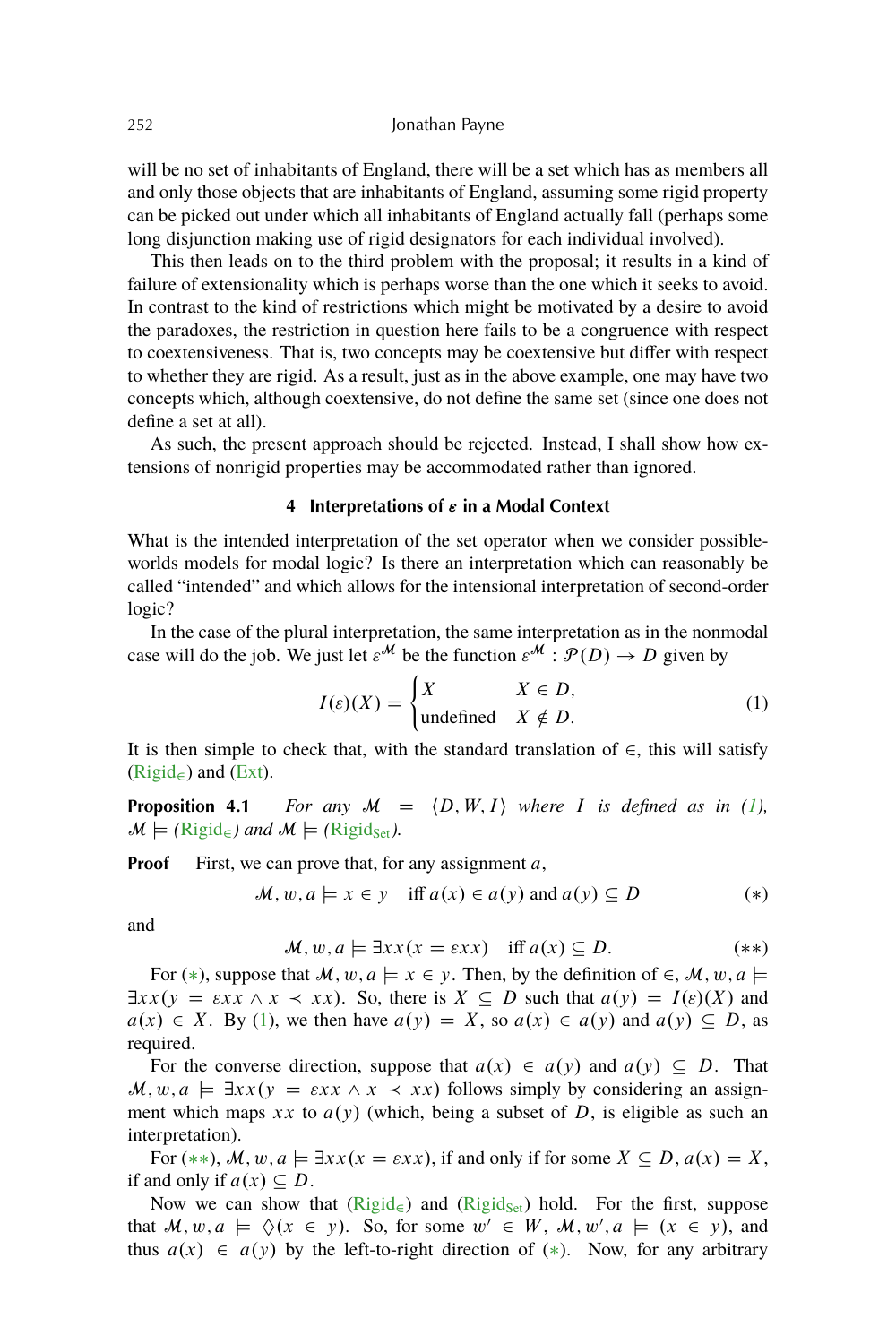will be no set of inhabitants of England, there will be a set which has as members all and only those objects that are inhabitants of England, assuming some rigid property can be picked out under which all inhabitants of England actually fall (perhaps some long disjunction making use of rigid designators for each individual involved).

This then leads on to the third problem with the proposal; it results in a kind of failure of extensionality which is perhaps worse than the one which it seeks to avoid. In contrast to the kind of restrictions which might be motivated by a desire to avoid the paradoxes, the restriction in question here fails to be a congruence with respect to coextensiveness. That is, two concepts may be coextensive but differ with respect to whether they are rigid. As a result, just as in the above example, one may have two concepts which, although coextensive, do not define the same set (since one does not define a set at all).

As such, the present approach should be rejected. Instead, I shall show how extensions of nonrigid properties may be accommodated rather than ignored.

## 4 Interpretations of $\varepsilon$ in a Modal Context

What is the intended interpretation of the set operator when we consider possible-worlds models for modal logic? Is there an interpretation which can reasonably be called "intended" and which allows for the intensional interpretation of second-order logic?

In the case of the plural interpretation, the same interpretation as in the nonmodal case will do the job. We just let $\varepsilon^{\mathcal{M}}$ be the function $\varepsilon^{\mathcal{M}} : \mathcal{P}(D) \to D$ given by

$$I(\varepsilon)(X) = \begin{cases} X & X \in D, \\ \text{undefined} & X \notin D. \end{cases} \tag{1}$$

It is then simple to check that, with the standard translation of $\in$, this will satisfy (Rigid$_\in$) and (Ext).

**Proposition 4.1** *For any $\mathcal{M} = \langle D, W, I \rangle$ where $I$ is defined as in (1), $\mathcal{M} \models$ (Rigid$_\in$) and $\mathcal{M} \models$ (Rigid$_{\text{Set}}$).*

**Proof** First, we can prove that, for any assignment $a$,

$$\mathcal{M}, w, a \models x \in y \quad \text{iff } a(x) \in a(y) \text{ and } a(y) \subseteq D \tag{$*$}$$

and

$$\mathcal{M}, w, a \models \exists xx(x = \varepsilon xx) \quad \text{iff } a(x) \subseteq D. \tag{$**$}$$

For ($*$), suppose that $\mathcal{M}, w, a \models x \in y$. Then, by the definition of $\in$, $\mathcal{M}, w, a \models \exists xx(y = \varepsilon xx \wedge x \prec xx)$. So, there is $X \subseteq D$ such that $a(y) = I(\varepsilon)(X)$ and $a(x) \in X$. By (1), we then have $a(y) = X$, so $a(x) \in a(y)$ and $a(y) \subseteq D$, as required.

For the converse direction, suppose that $a(x) \in a(y)$ and $a(y) \subseteq D$. That $\mathcal{M}, w, a \models \exists xx(y = \varepsilon xx \wedge x \prec xx)$ follows simply by considering an assignment which maps $xx$ to $a(y)$ (which, being a subset of $D$, is eligible as such an interpretation).

For ($**$), $\mathcal{M}, w, a \models \exists xx(x = \varepsilon xx)$, if and only if for some $X \subseteq D$, $a(x) = X$, if and only if $a(x) \subseteq D$.

Now we can show that (Rigid$_\in$) and (Rigid$_{\text{Set}}$) hold. For the first, suppose that $\mathcal{M}, w, a \models \lozenge(x \in y)$. So, for some $w' \in W$, $\mathcal{M}, w', a \models (x \in y)$, and thus $a(x) \in a(y)$ by the left-to-right direction of ($*$). Now, for any arbitrary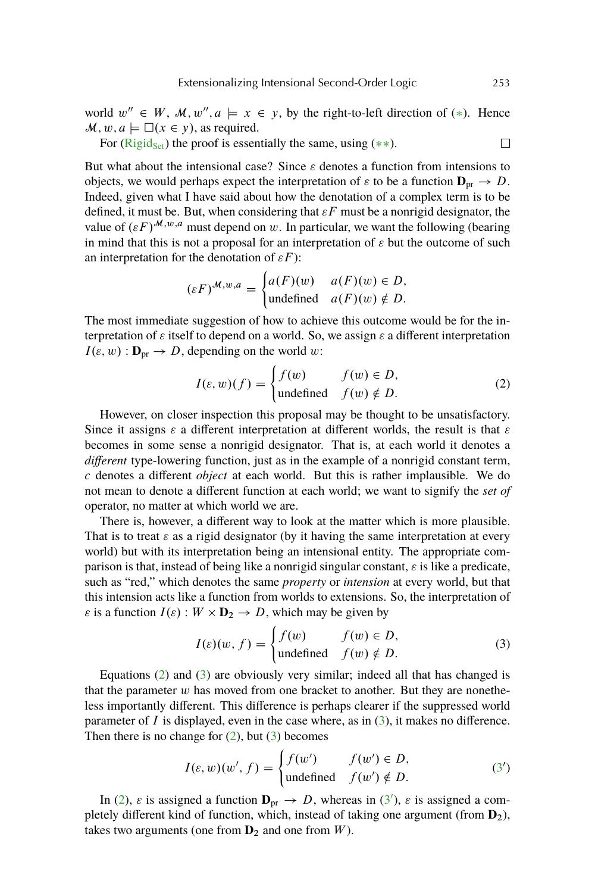world $w'' \in W$, $\mathcal{M}, w'', a \models x \in y$, by the right-to-left direction of $(*)$. Hence $\mathcal{M}, w, a \models \Box(x \in y)$, as required.

For ($\text{Rigid}_{\text{Set}}$) the proof is essentially the same, using $(**)$. $\square$

But what about the intensional case? Since $\varepsilon$ denotes a function from intensions to objects, we would perhaps expect the interpretation of $\varepsilon$ to be a function $\mathbf{D}_{\text{pr}} \to D$. Indeed, given what I have said about how the denotation of a complex term is to be defined, it must be. But, when considering that $\varepsilon F$ must be a nonrigid designator, the value of $(\varepsilon F)^{\mathcal{M},w,a}$ must depend on $w$. In particular, we want the following (bearing in mind that this is not a proposal for an interpretation of $\varepsilon$ but the outcome of such an interpretation for the denotation of $\varepsilon F$):

$$(\varepsilon F)^{\mathcal{M},w,a} = \begin{cases} a(F)(w) & a(F)(w) \in D, \\ \text{undefined} & a(F)(w) \notin D. \end{cases}$$

The most immediate suggestion of how to achieve this outcome would be for the interpretation of $\varepsilon$ itself to depend on a world. So, we assign $\varepsilon$ a different interpretation $I(\varepsilon, w) : \mathbf{D}_{\text{pr}} \to D$, depending on the world $w$:

$$I(\varepsilon, w)(f) = \begin{cases} f(w) & f(w) \in D, \\ \text{undefined} & f(w) \notin D. \end{cases} \tag{2}$$

However, on closer inspection this proposal may be thought to be unsatisfactory. Since it assigns $\varepsilon$ a different interpretation at different worlds, the result is that $\varepsilon$ becomes in some sense a nonrigid designator. That is, at each world it denotes a *different* type-lowering function, just as in the example of a nonrigid constant term, $c$ denotes a different *object* at each world. But this is rather implausible. We do not mean to denote a different function at each world; we want to signify the *set of* operator, no matter at which world we are.

There is, however, a different way to look at the matter which is more plausible. That is to treat $\varepsilon$ as a rigid designator (by it having the same interpretation at every world) but with its interpretation being an intensional entity. The appropriate comparison is that, instead of being like a nonrigid singular constant, $\varepsilon$ is like a predicate, such as "red," which denotes the same *property* or *intension* at every world, but that this intension acts like a function from worlds to extensions. So, the interpretation of $\varepsilon$ is a function $I(\varepsilon) : W \times \mathbf{D}_2 \to D$, which may be given by

$$I(\varepsilon)(w, f) = \begin{cases} f(w) & f(w) \in D, \\ \text{undefined} & f(w) \notin D. \end{cases} \tag{3}$$

Equations (2) and (3) are obviously very similar; indeed all that has changed is that the parameter $w$ has moved from one bracket to another. But they are nonetheless importantly different. This difference is perhaps clearer if the suppressed world parameter of $I$ is displayed, even in the case where, as in (3), it makes no difference. Then there is no change for (2), but (3) becomes

$$I(\varepsilon, w)(w', f) = \begin{cases} f(w') & f(w') \in D, \\ \text{undefined} & f(w') \notin D. \end{cases} \tag{3'}$$

In (2), $\varepsilon$ is assigned a function $\mathbf{D}_{\text{pr}} \to D$, whereas in (3′), $\varepsilon$ is assigned a completely different kind of function, which, instead of taking one argument (from $\mathbf{D}_2$), takes two arguments (one from $\mathbf{D}_2$ and one from $W$).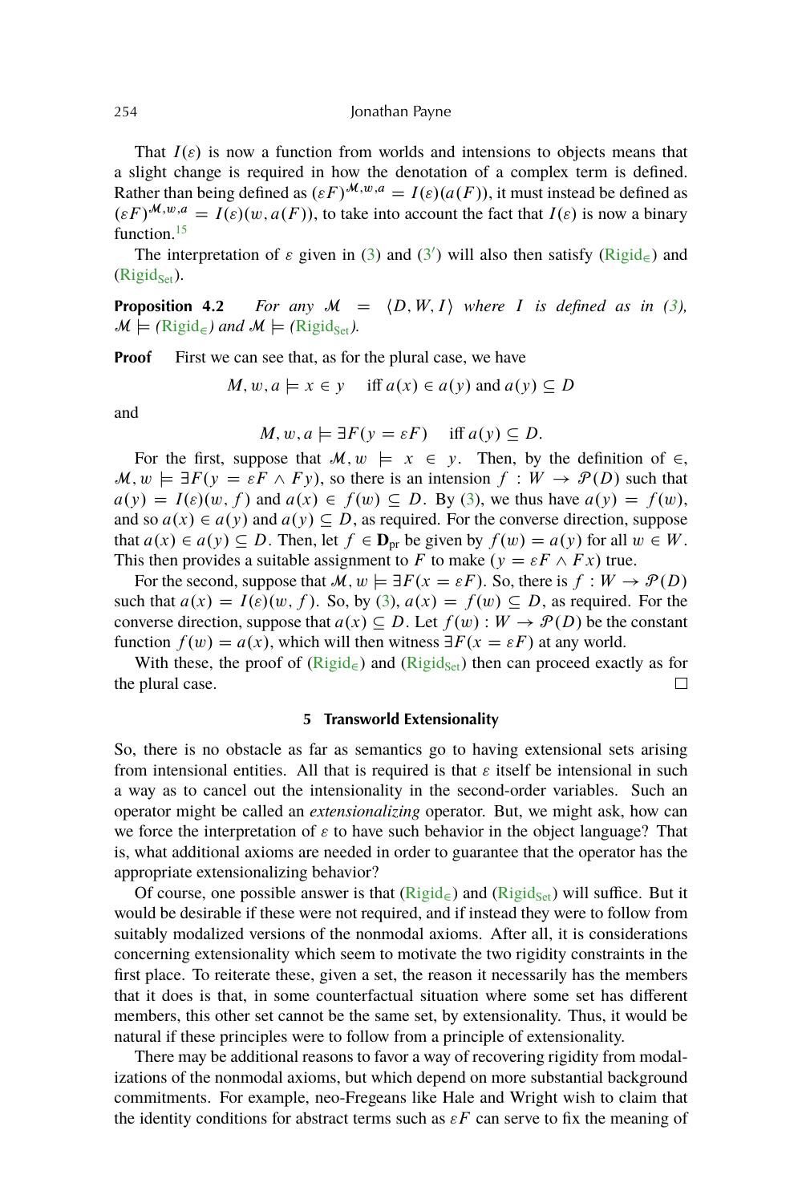That $I(\varepsilon)$ is now a function from worlds and intensions to objects means that a slight change is required in how the denotation of a complex term is defined. Rather than being defined as $(\varepsilon F)^{\mathcal{M},w,a} = I(\varepsilon)(a(F))$, it must instead be defined as $(\varepsilon F)^{\mathcal{M},w,a} = I(\varepsilon)(w, a(F))$, to take into account the fact that $I(\varepsilon)$ is now a binary function.[15]

The interpretation of $\varepsilon$ given in (3) and (3′) will also then satisfy ($\text{Rigid}_{\in}$) and ($\text{Rigid}_{\text{Set}}$).

**Proposition 4.2** *For any $\mathcal{M} = \langle D, W, I\rangle$ where $I$ is defined as in (3), $\mathcal{M} \models$ ($\text{Rigid}_{\in}$) and $\mathcal{M} \models$ ($\text{Rigid}_{\text{Set}}$).*

**Proof** First we can see that, as for the plural case, we have

$$M, w, a \models x \in y \quad \text{iff } a(x) \in a(y) \text{ and } a(y) \subseteq D$$

and

$$M, w, a \models \exists F(y = \varepsilon F) \quad \text{iff } a(y) \subseteq D.$$

For the first, suppose that $\mathcal{M}, w \models x \in y$. Then, by the definition of $\in$, $\mathcal{M}, w \models \exists F(y = \varepsilon F \wedge Fy)$, so there is an intension $f : W \to \mathcal{P}(D)$ such that $a(y) = I(\varepsilon)(w, f)$ and $a(x) \in f(w) \subseteq D$. By (3), we thus have $a(y) = f(w)$, and so $a(x) \in a(y)$ and $a(y) \subseteq D$, as required. For the converse direction, suppose that $a(x) \in a(y) \subseteq D$. Then, let $f \in \mathbf{D}_{\text{pr}}$ be given by $f(w) = a(y)$ for all $w \in W$. This then provides a suitable assignment to $F$ to make $(y = \varepsilon F \wedge Fx)$ true.

For the second, suppose that $\mathcal{M}, w \models \exists F(x = \varepsilon F)$. So, there is $f : W \to \mathcal{P}(D)$ such that $a(x) = I(\varepsilon)(w, f)$. So, by (3), $a(x) = f(w) \subseteq D$, as required. For the converse direction, suppose that $a(x) \subseteq D$. Let $f(w) : W \to \mathcal{P}(D)$ be the constant function $f(w) = a(x)$, which will then witness $\exists F(x = \varepsilon F)$ at any world.

With these, the proof of ($\text{Rigid}_{\in}$) and ($\text{Rigid}_{\text{Set}}$) then can proceed exactly as for the plural case. □

## 5 Transworld Extensionality

So, there is no obstacle as far as semantics go to having extensional sets arising from intensional entities. All that is required is that $\varepsilon$ itself be intensional in such a way as to cancel out the intensionality in the second-order variables. Such an operator might be called an *extensionalizing* operator. But, we might ask, how can we force the interpretation of $\varepsilon$ to have such behavior in the object language? That is, what additional axioms are needed in order to guarantee that the operator has the appropriate extensionalizing behavior?

Of course, one possible answer is that ($\text{Rigid}_{\in}$) and ($\text{Rigid}_{\text{Set}}$) will suffice. But it would be desirable if these were not required, and if instead they were to follow from suitably modalized versions of the nonmodal axioms. After all, it is considerations concerning extensionality which seem to motivate the two rigidity constraints in the first place. To reiterate these, given a set, the reason it necessarily has the members that it does is that, in some counterfactual situation where some set has different members, this other set cannot be the same set, by extensionality. Thus, it would be natural if these principles were to follow from a principle of extensionality.

There may be additional reasons to favor a way of recovering rigidity from modalizations of the nonmodal axioms, but which depend on more substantial background commitments. For example, neo-Fregeans like Hale and Wright wish to claim that the identity conditions for abstract terms such as $\varepsilon F$ can serve to fix the meaning of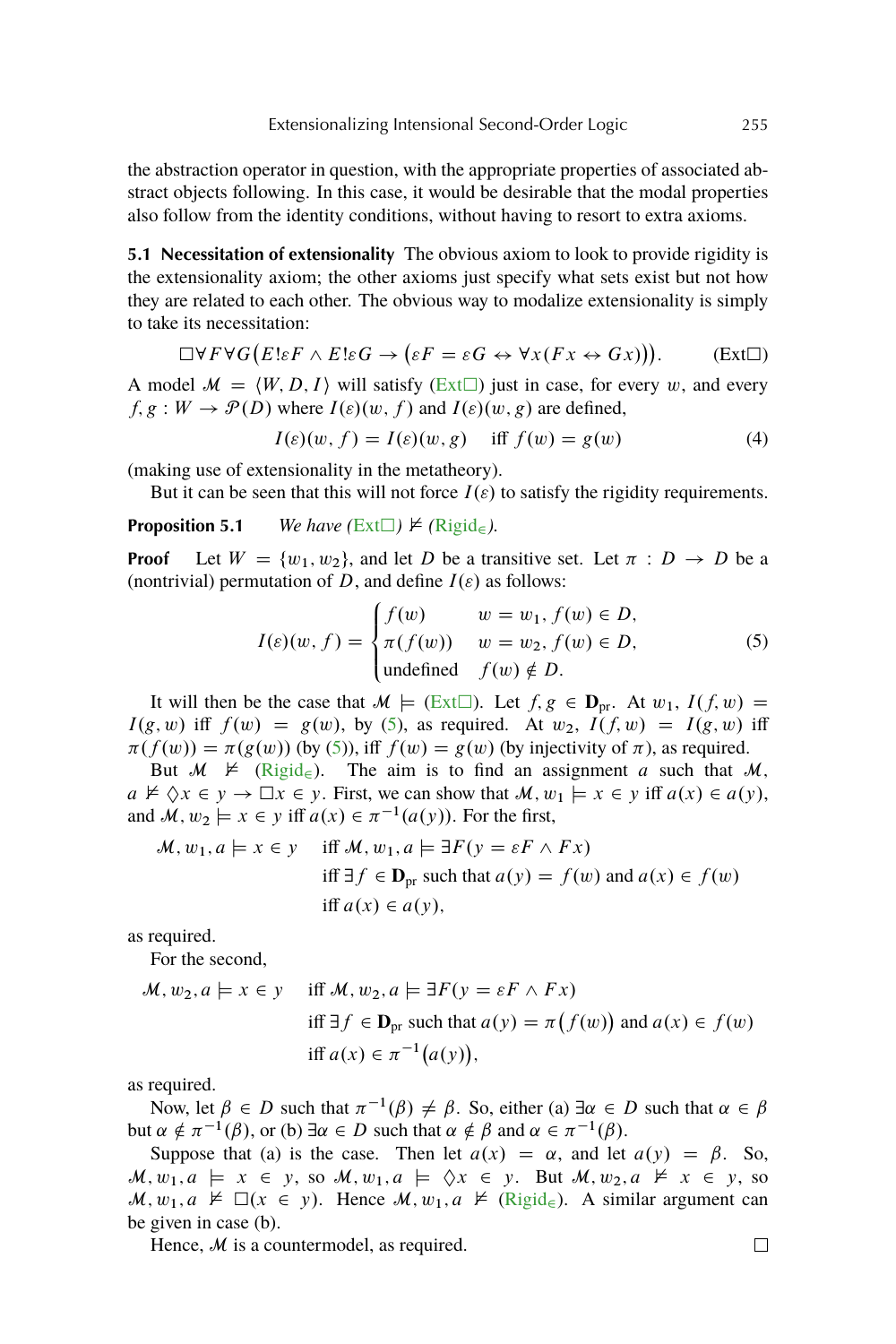the abstraction operator in question, with the appropriate properties of associated abstract objects following. In this case, it would be desirable that the modal properties also follow from the identity conditions, without having to resort to extra axioms.

**5.1 Necessitation of extensionality** The obvious axiom to look to provide rigidity is the extensionality axiom; the other axioms just specify what sets exist but not how they are related to each other. The obvious way to modalize extensionality is simply to take its necessitation:

$$\Box\forall F\forall G\big(E!\varepsilon F \wedge E!\varepsilon G \rightarrow \big(\varepsilon F = \varepsilon G \leftrightarrow \forall x(Fx \leftrightarrow Gx)\big)\big). \qquad (\text{Ext}\Box)$$

A model $\mathcal{M} = \langle W, D, I\rangle$ will satisfy (Ext$\Box$) just in case, for every $w$, and every $f, g : W \rightarrow \mathcal{P}(D)$ where $I(\varepsilon)(w, f)$ and $I(\varepsilon)(w, g)$ are defined,

$$I(\varepsilon)(w, f) = I(\varepsilon)(w, g) \quad \text{iff } f(w) = g(w) \qquad (4)$$

(making use of extensionality in the metatheory).

But it can be seen that this will not force $I(\varepsilon)$ to satisfy the rigidity requirements.

**Proposition 5.1** *We have* (Ext$\Box$) $\nvDash$ *(*Rigid$_\in$*).*

**Proof** Let $W = \{w_1, w_2\}$, and let $D$ be a transitive set. Let $\pi : D \rightarrow D$ be a (nontrivial) permutation of $D$, and define $I(\varepsilon)$ as follows:

$$I(\varepsilon)(w, f) = \begin{cases} f(w) & w = w_1,\, f(w) \in D, \\ \pi(f(w)) & w = w_2,\, f(w) \in D, \\ \text{undefined} & f(w) \notin D. \end{cases} \qquad (5)$$

It will then be the case that $\mathcal{M} \models$ (Ext$\Box$). Let $f, g \in \mathbf{D}_{\text{pr}}$. At $w_1$, $I(f, w) = I(g, w)$ iff $f(w) = g(w)$, by (5), as required. At $w_2$, $I(f, w) = I(g, w)$ iff $\pi(f(w)) = \pi(g(w))$ (by (5)), iff $f(w) = g(w)$ (by injectivity of $\pi$), as required.

But $\mathcal{M} \nvDash$ (Rigid$_\in$). The aim is to find an assignment $a$ such that $\mathcal{M}, a \nvDash \Diamond x \in y \rightarrow \Box x \in y$. First, we can show that $\mathcal{M}, w_1 \models x \in y$ iff $a(x) \in a(y)$, and $\mathcal{M}, w_2 \models x \in y$ iff $a(x) \in \pi^{-1}(a(y))$. For the first,

$$\begin{aligned} \mathcal{M}, w_1, a \models x \in y \quad & \text{iff } \mathcal{M}, w_1, a \models \exists F(y = \varepsilon F \wedge Fx) \\ & \text{iff } \exists f \in \mathbf{D}_{\text{pr}} \text{ such that } a(y) = f(w) \text{ and } a(x) \in f(w) \\ & \text{iff } a(x) \in a(y), \end{aligned}$$

as required.

For the second,

$$\begin{aligned} \mathcal{M}, w_2, a \models x \in y \quad & \text{iff } \mathcal{M}, w_2, a \models \exists F(y = \varepsilon F \wedge Fx) \\ & \text{iff } \exists f \in \mathbf{D}_{\text{pr}} \text{ such that } a(y) = \pi\big(f(w)\big) \text{ and } a(x) \in f(w) \\ & \text{iff } a(x) \in \pi^{-1}\big(a(y)\big), \end{aligned}$$

as required.

Now, let $\beta \in D$ such that $\pi^{-1}(\beta) \neq \beta$. So, either (a) $\exists \alpha \in D$ such that $\alpha \in \beta$ but $\alpha \notin \pi^{-1}(\beta)$, or (b) $\exists \alpha \in D$ such that $\alpha \notin \beta$ and $\alpha \in \pi^{-1}(\beta)$.

Suppose that (a) is the case. Then let $a(x) = \alpha$, and let $a(y) = \beta$. So, $\mathcal{M}, w_1, a \models x \in y$, so $\mathcal{M}, w_1, a \models \Diamond x \in y$. But $\mathcal{M}, w_2, a \nvDash x \in y$, so $\mathcal{M}, w_1, a \nvDash \Box(x \in y)$. Hence $\mathcal{M}, w_1, a \nvDash$ (Rigid$_\in$). A similar argument can be given in case (b).

Hence, $\mathcal{M}$ is a countermodel, as required. $\square$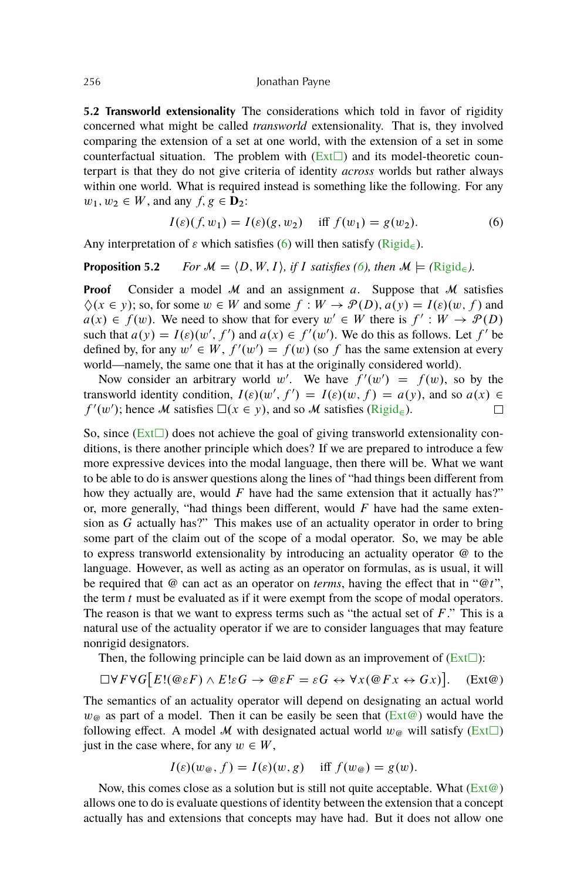**5.2 Transworld extensionality** The considerations which told in favor of rigidity concerned what might be called *transworld* extensionality. That is, they involved comparing the extension of a set at one world, with the extension of a set in some counterfactual situation. The problem with (Ext$\Box$) and its model-theoretic counterpart is that they do not give criteria of identity *across* worlds but rather always within one world. What is required instead is something like the following. For any $w_1, w_2 \in W$, and any $f, g \in \mathbf{D}_2$:

$$I(\varepsilon)(f, w_1) = I(\varepsilon)(g, w_2) \quad \text{iff } f(w_1) = g(w_2). \tag{6}$$

Any interpretation of $\varepsilon$ which satisfies (6) will then satisfy (Rigid$_\in$).

**Proposition 5.2** *For $\mathcal{M} = \langle D, W, I\rangle$, if $I$ satisfies (6), then $\mathcal{M} \models$ (Rigid$_\in$).*

**Proof** Consider a model $\mathcal{M}$ and an assignment $a$. Suppose that $\mathcal{M}$ satisfies $\Diamond(x \in y)$; so, for some $w \in W$ and some $f : W \to \mathcal{P}(D)$, $a(y) = I(\varepsilon)(w, f)$ and $a(x) \in f(w)$. We need to show that for every $w' \in W$ there is $f' : W \to \mathcal{P}(D)$ such that $a(y) = I(\varepsilon)(w', f')$ and $a(x) \in f'(w')$. We do this as follows. Let $f'$ be defined by, for any $w' \in W$, $f'(w') = f(w)$ (so $f$ has the same extension at every world—namely, the same one that it has at the originally considered world).

Now consider an arbitrary world $w'$. We have $f'(w') = f(w)$, so by the transworld identity condition, $I(\varepsilon)(w', f') = I(\varepsilon)(w, f) = a(y)$, and so $a(x) \in f'(w')$; hence $\mathcal{M}$ satisfies $\Box(x \in y)$, and so $\mathcal{M}$ satisfies (Rigid$_\in$). $\Box$

So, since (Ext$\Box$) does not achieve the goal of giving transworld extensionality conditions, is there another principle which does? If we are prepared to introduce a few more expressive devices into the modal language, then there will be. What we want to be able to do is answer questions along the lines of "had things been different from how they actually are, would $F$ have had the same extension that it actually has?" or, more generally, "had things been different, would $F$ have had the same extension as $G$ actually has?" This makes use of an actuality operator in order to bring some part of the claim out of the scope of a modal operator. So, we may be able to express transworld extensionality by introducing an actuality operator @ to the language. However, as well as acting as an operator on formulas, as is usual, it will be required that @ can act as an operator on *terms*, having the effect that in "@$t$", the term $t$ must be evaluated as if it were exempt from the scope of modal operators. The reason is that we want to express terms such as "the actual set of $F$." This is a natural use of the actuality operator if we are to consider languages that may feature nonrigid designators.

Then, the following principle can be laid down as an improvement of (Ext$\Box$):

$$\Box\forall F\forall G\big[E!(@\varepsilon F) \wedge E!\varepsilon G \to @\varepsilon F = \varepsilon G \leftrightarrow \forall x(@Fx \leftrightarrow Gx)\big]. \tag{Ext@}$$

The semantics of an actuality operator will depend on designating an actual world $w_@$ as part of a model. Then it can be easily be seen that (Ext@) would have the following effect. A model $\mathcal{M}$ with designated actual world $w_@$ will satisfy (Ext$\Box$) just in the case where, for any $w \in W$,

$$I(\varepsilon)(w_@, f) = I(\varepsilon)(w, g) \quad \text{iff } f(w_@) = g(w).$$

Now, this comes close as a solution but is still not quite acceptable. What (Ext@) allows one to do is evaluate questions of identity between the extension that a concept actually has and extensions that concepts may have had. But it does not allow one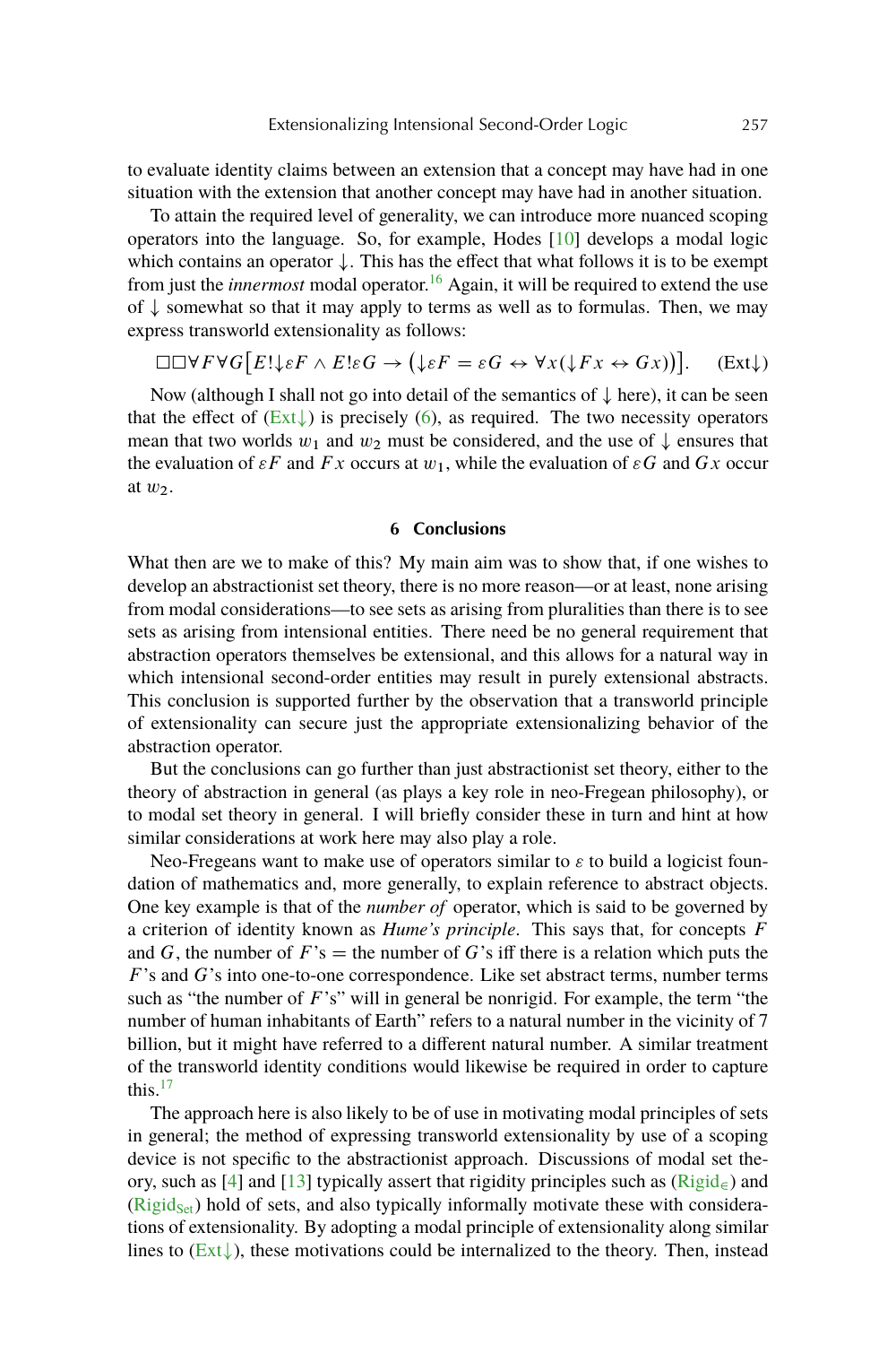to evaluate identity claims between an extension that a concept may have had in one situation with the extension that another concept may have had in another situation.

To attain the required level of generality, we can introduce more nuanced scoping operators into the language. So, for example, Hodes [10] develops a modal logic which contains an operator $\downarrow$. This has the effect that what follows it is to be exempt from just the *innermost* modal operator.[16] Again, it will be required to extend the use of $\downarrow$ somewhat so that it may apply to terms as well as to formulas. Then, we may express transworld extensionality as follows:

$$\Box\Box\forall F\forall G\big[E!\downarrow\varepsilon F \land E!\varepsilon G \to \big(\downarrow\varepsilon F = \varepsilon G \leftrightarrow \forall x(\downarrow Fx \leftrightarrow Gx)\big)\big]. \qquad (\text{Ext}\downarrow)$$

Now (although I shall not go into detail of the semantics of $\downarrow$ here), it can be seen that the effect of (Ext$\downarrow$) is precisely (6), as required. The two necessity operators mean that two worlds $w_1$ and $w_2$ must be considered, and the use of $\downarrow$ ensures that the evaluation of $\varepsilon F$ and $Fx$ occurs at $w_1$, while the evaluation of $\varepsilon G$ and $Gx$ occur at $w_2$.

## 6 Conclusions

What then are we to make of this? My main aim was to show that, if one wishes to develop an abstractionist set theory, there is no more reason—or at least, none arising from modal considerations—to see sets as arising from pluralities than there is to see sets as arising from intensional entities. There need be no general requirement that abstraction operators themselves be extensional, and this allows for a natural way in which intensional second-order entities may result in purely extensional abstracts. This conclusion is supported further by the observation that a transworld principle of extensionality can secure just the appropriate extensionalizing behavior of the abstraction operator.

But the conclusions can go further than just abstractionist set theory, either to the theory of abstraction in general (as plays a key role in neo-Fregean philosophy), or to modal set theory in general. I will briefly consider these in turn and hint at how similar considerations at work here may also play a role.

Neo-Fregeans want to make use of operators similar to $\varepsilon$ to build a logicist foundation of mathematics and, more generally, to explain reference to abstract objects. One key example is that of the *number of* operator, which is said to be governed by a criterion of identity known as *Hume's principle*. This says that, for concepts $F$ and $G$, the number of $F$'s = the number of $G$'s iff there is a relation which puts the $F$'s and $G$'s into one-to-one correspondence. Like set abstract terms, number terms such as "the number of $F$'s" will in general be nonrigid. For example, the term "the number of human inhabitants of Earth" refers to a natural number in the vicinity of 7 billion, but it might have referred to a different natural number. A similar treatment of the transworld identity conditions would likewise be required in order to capture this.[17]

The approach here is also likely to be of use in motivating modal principles of sets in general; the method of expressing transworld extensionality by use of a scoping device is not specific to the abstractionist approach. Discussions of modal set theory, such as [4] and [13] typically assert that rigidity principles such as (Rigid$_\in$) and (Rigid$_{\text{Set}}$) hold of sets, and also typically informally motivate these with considerations of extensionality. By adopting a modal principle of extensionality along similar lines to (Ext$\downarrow$), these motivations could be internalized to the theory. Then, instead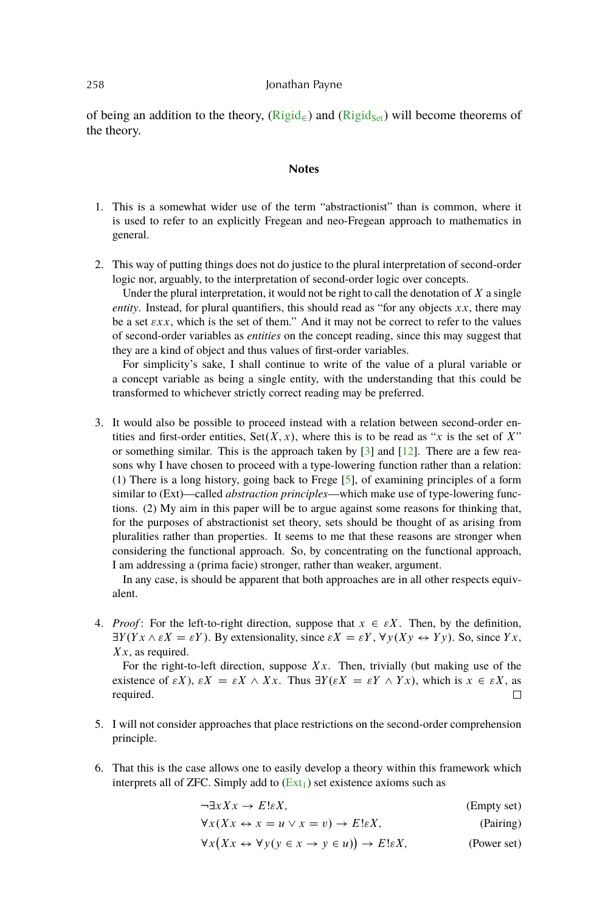of being an addition to the theory, ($\text{Rigid}_\in$) and ($\text{Rigid}_{\text{Set}}$) will become theorems of the theory.

## Notes

1. This is a somewhat wider use of the term "abstractionist" than is common, where it is used to refer to an explicitly Fregean and neo-Fregean approach to mathematics in general.

2. This way of putting things does not do justice to the plural interpretation of second-order logic nor, arguably, to the interpretation of second-order logic over concepts.

   Under the plural interpretation, it would not be right to call the denotation of $X$ a single *entity*. Instead, for plural quantifiers, this should read as "for any objects $xx$, there may be a set $\varepsilon xx$, which is the set of them." And it may not be correct to refer to the values of second-order variables as *entities* on the concept reading, since this may suggest that they are a kind of object and thus values of first-order variables.

   For simplicity's sake, I shall continue to write of the value of a plural variable or a concept variable as being a single entity, with the understanding that this could be transformed to whichever strictly correct reading may be preferred.

3. It would also be possible to proceed instead with a relation between second-order entities and first-order entities, $\text{Set}(X, x)$, where this is to be read as "$x$ is the set of $X$" or something similar. This is the approach taken by [3] and [12]. There are a few reasons why I have chosen to proceed with a type-lowering function rather than a relation: (1) There is a long history, going back to Frege [5], of examining principles of a form similar to (Ext)—called *abstraction principles*—which make use of type-lowering functions. (2) My aim in this paper will be to argue against some reasons for thinking that, for the purposes of abstractionist set theory, sets should be thought of as arising from pluralities rather than properties. It seems to me that these reasons are stronger when considering the functional approach. So, by concentrating on the functional approach, I am addressing a (prima facie) stronger, rather than weaker, argument.

   In any case, is should be apparent that both approaches are in all other respects equivalent.

4. *Proof*: For the left-to-right direction, suppose that $x \in \varepsilon X$. Then, by the definition, $\exists Y(Yx \wedge \varepsilon X = \varepsilon Y)$. By extensionality, since $\varepsilon X = \varepsilon Y$, $\forall y(Xy \leftrightarrow Yy)$. So, since $Yx$, $Xx$, as required.

   For the right-to-left direction, suppose $Xx$. Then, trivially (but making use of the existence of $\varepsilon X$), $\varepsilon X = \varepsilon X \wedge Xx$. Thus $\exists Y(\varepsilon X = \varepsilon Y \wedge Yx)$, which is $x \in \varepsilon X$, as required. □

5. I will not consider approaches that place restrictions on the second-order comprehension principle.

6. That this is the case allows one to easily develop a theory within this framework which interprets all of ZFC. Simply add to ($\text{Ext}_1$) set existence axioms such as

$$\neg\exists x Xx \rightarrow E!\varepsilon X, \qquad \text{(Empty set)}$$

$$\forall x(Xx \leftrightarrow x = u \vee x = v) \rightarrow E!\varepsilon X, \qquad \text{(Pairing)}$$

$$\forall x\big(Xx \leftrightarrow \forall y(y \in x \rightarrow y \in u)\big) \rightarrow E!\varepsilon X, \qquad \text{(Power set)}$$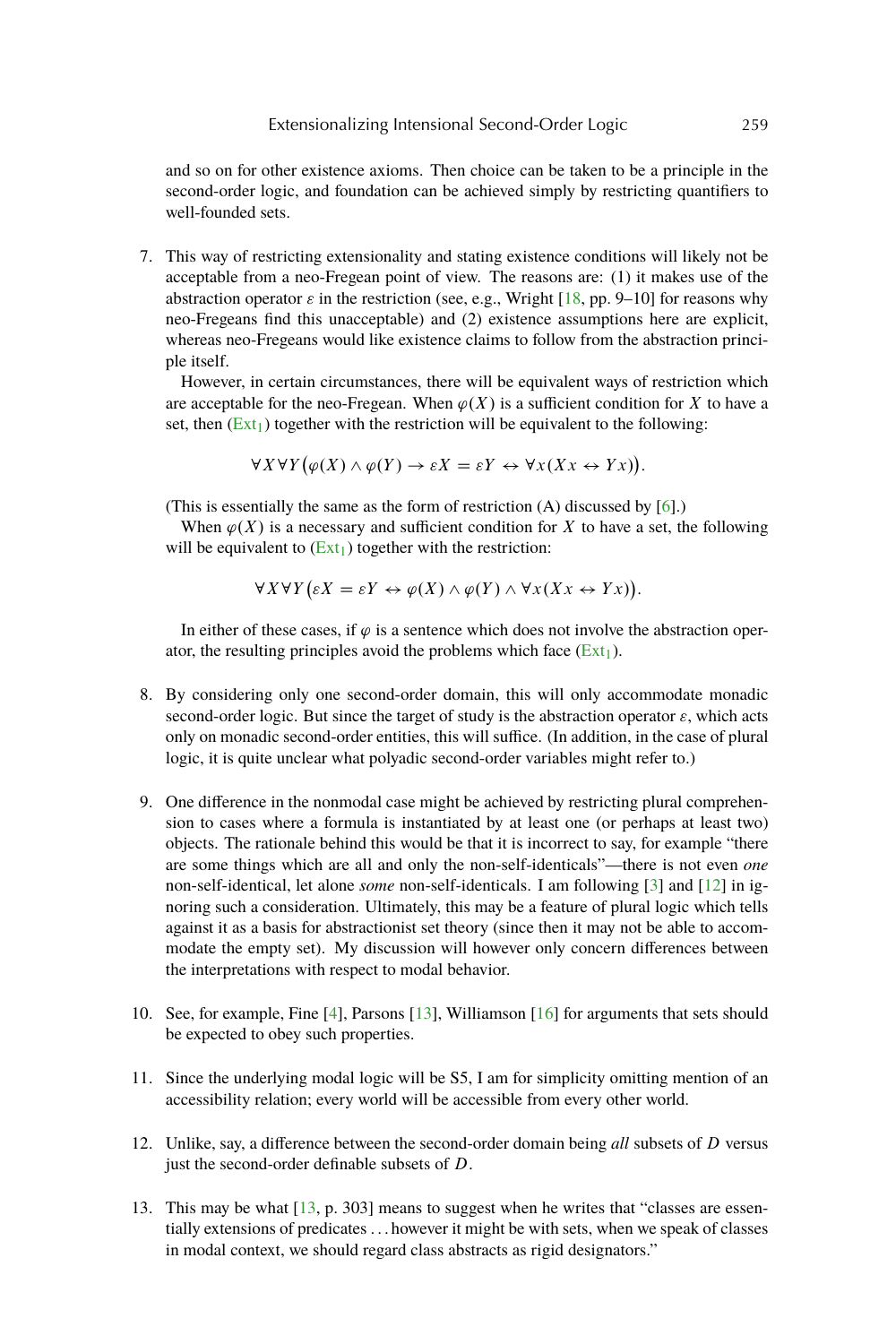and so on for other existence axioms. Then choice can be taken to be a principle in the second-order logic, and foundation can be achieved simply by restricting quantifiers to well-founded sets.

7. This way of restricting extensionality and stating existence conditions will likely not be acceptable from a neo-Fregean point of view. The reasons are: (1) it makes use of the abstraction operator $\varepsilon$ in the restriction (see, e.g., Wright [18, pp. 9–10] for reasons why neo-Fregeans find this unacceptable) and (2) existence assumptions here are explicit, whereas neo-Fregeans would like existence claims to follow from the abstraction principle itself.

   However, in certain circumstances, there will be equivalent ways of restriction which are acceptable for the neo-Fregean. When $\varphi(X)$ is a sufficient condition for $X$ to have a set, then ($\text{Ext}_1$) together with the restriction will be equivalent to the following:

$$\forall X \forall Y \big(\varphi(X) \wedge \varphi(Y) \rightarrow \varepsilon X = \varepsilon Y \leftrightarrow \forall x (Xx \leftrightarrow Yx)\big).$$

   (This is essentially the same as the form of restriction (A) discussed by [6].)

   When $\varphi(X)$ is a necessary and sufficient condition for $X$ to have a set, the following will be equivalent to ($\text{Ext}_1$) together with the restriction:

$$\forall X \forall Y \big(\varepsilon X = \varepsilon Y \leftrightarrow \varphi(X) \wedge \varphi(Y) \wedge \forall x (Xx \leftrightarrow Yx)\big).$$

   In either of these cases, if $\varphi$ is a sentence which does not involve the abstraction operator, the resulting principles avoid the problems which face ($\text{Ext}_1$).

8. By considering only one second-order domain, this will only accommodate monadic second-order logic. But since the target of study is the abstraction operator $\varepsilon$, which acts only on monadic second-order entities, this will suffice. (In addition, in the case of plural logic, it is quite unclear what polyadic second-order variables might refer to.)

9. One difference in the nonmodal case might be achieved by restricting plural comprehension to cases where a formula is instantiated by at least one (or perhaps at least two) objects. The rationale behind this would be that it is incorrect to say, for example "there are some things which are all and only the non-self-identicals"—there is not even *one* non-self-identical, let alone *some* non-self-identicals. I am following [3] and [12] in ignoring such a consideration. Ultimately, this may be a feature of plural logic which tells against it as a basis for abstractionist set theory (since then it may not be able to accommodate the empty set). My discussion will however only concern differences between the interpretations with respect to modal behavior.

10. See, for example, Fine [4], Parsons [13], Williamson [16] for arguments that sets should be expected to obey such properties.

11. Since the underlying modal logic will be S5, I am for simplicity omitting mention of an accessibility relation; every world will be accessible from every other world.

12. Unlike, say, a difference between the second-order domain being *all* subsets of $D$ versus just the second-order definable subsets of $D$.

13. This may be what [13, p. 303] means to suggest when he writes that "classes are essentially extensions of predicates . . . however it might be with sets, when we speak of classes in modal context, we should regard class abstracts as rigid designators."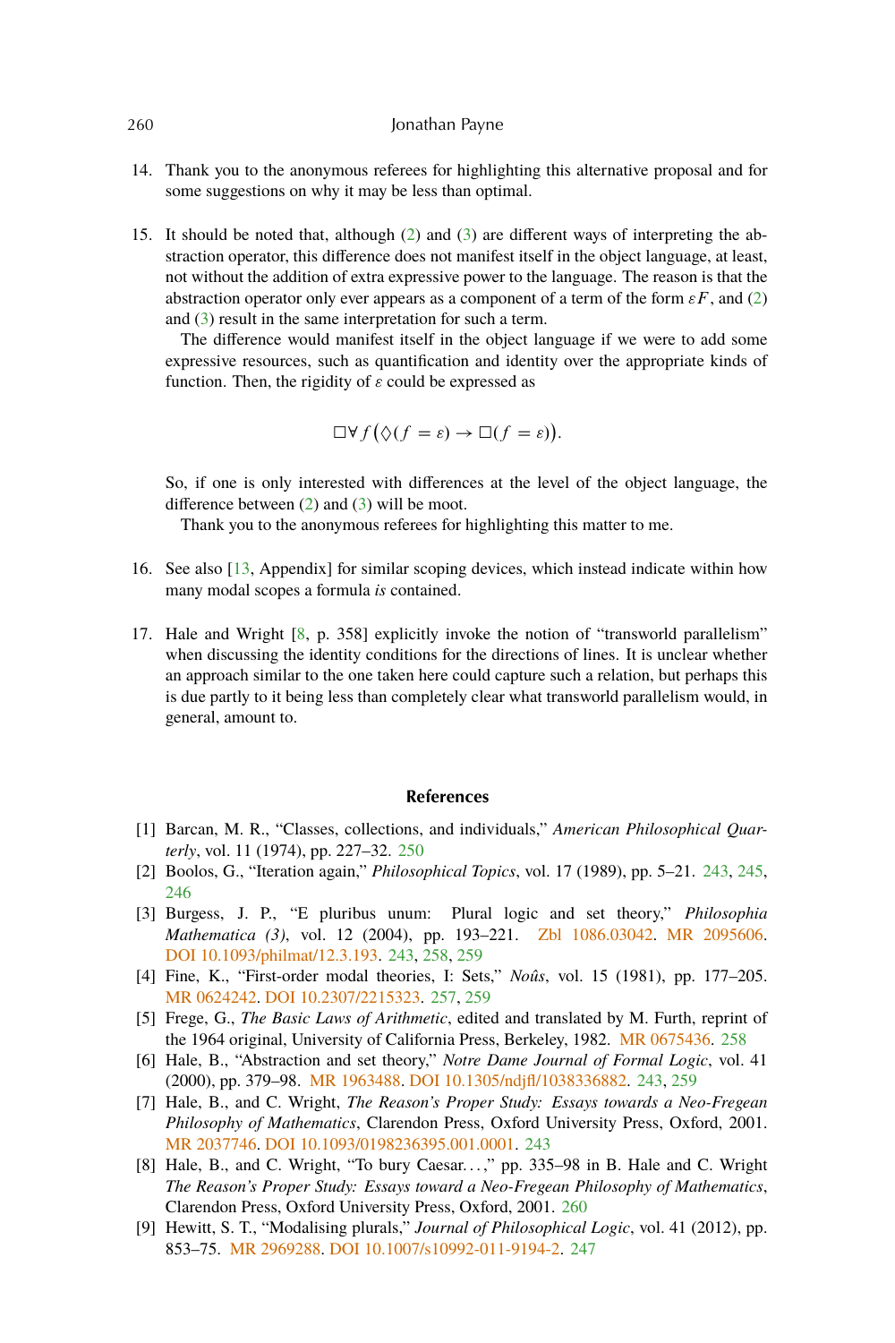14. Thank you to the anonymous referees for highlighting this alternative proposal and for some suggestions on why it may be less than optimal.

15. It should be noted that, although (2) and (3) are different ways of interpreting the abstraction operator, this difference does not manifest itself in the object language, at least, not without the addition of extra expressive power to the language. The reason is that the abstraction operator only ever appears as a component of a term of the form $\varepsilon F$, and (2) and (3) result in the same interpretation for such a term.

    The difference would manifest itself in the object language if we were to add some expressive resources, such as quantification and identity over the appropriate kinds of function. Then, the rigidity of $\varepsilon$ could be expressed as

$$\Box\forall f\big(\Diamond(f = \varepsilon) \to \Box(f = \varepsilon)\big).$$

    So, if one is only interested with differences at the level of the object language, the difference between (2) and (3) will be moot.

    Thank you to the anonymous referees for highlighting this matter to me.

16. See also [13, Appendix] for similar scoping devices, which instead indicate within how many modal scopes a formula *is* contained.

17. Hale and Wright [8, p. 358] explicitly invoke the notion of "transworld parallelism" when discussing the identity conditions for the directions of lines. It is unclear whether an approach similar to the one taken here could capture such a relation, but perhaps this is due partly to it being less than completely clear what transworld parallelism would, in general, amount to.

## References

[1] Barcan, M. R., "Classes, collections, and individuals," *American Philosophical Quarterly*, vol. 11 (1974), pp. 227–32. 250

[2] Boolos, G., "Iteration again," *Philosophical Topics*, vol. 17 (1989), pp. 5–21. 243, 245, 246

[3] Burgess, J. P., "E pluribus unum: Plural logic and set theory," *Philosophia Mathematica (3)*, vol. 12 (2004), pp. 193–221. Zbl 1086.03042. MR 2095606. DOI 10.1093/philmat/12.3.193. 243, 258, 259

[4] Fine, K., "First-order modal theories, I: Sets," *Noûs*, vol. 15 (1981), pp. 177–205. MR 0624242. DOI 10.2307/2215323. 257, 259

[5] Frege, G., *The Basic Laws of Arithmetic*, edited and translated by M. Furth, reprint of the 1964 original, University of California Press, Berkeley, 1982. MR 0675436. 258

[6] Hale, B., "Abstraction and set theory," *Notre Dame Journal of Formal Logic*, vol. 41 (2000), pp. 379–98. MR 1963488. DOI 10.1305/ndjfl/1038336882. 243, 259

[7] Hale, B., and C. Wright, *The Reason's Proper Study: Essays towards a Neo-Fregean Philosophy of Mathematics*, Clarendon Press, Oxford University Press, Oxford, 2001. MR 2037746. DOI 10.1093/0198236395.001.0001. 243

[8] Hale, B., and C. Wright, "To bury Caesar...," pp. 335–98 in B. Hale and C. Wright *The Reason's Proper Study: Essays toward a Neo-Fregean Philosophy of Mathematics*, Clarendon Press, Oxford University Press, Oxford, 2001. 260

[9] Hewitt, S. T., "Modalising plurals," *Journal of Philosophical Logic*, vol. 41 (2012), pp. 853–75. MR 2969288. DOI 10.1007/s10992-011-9194-2. 247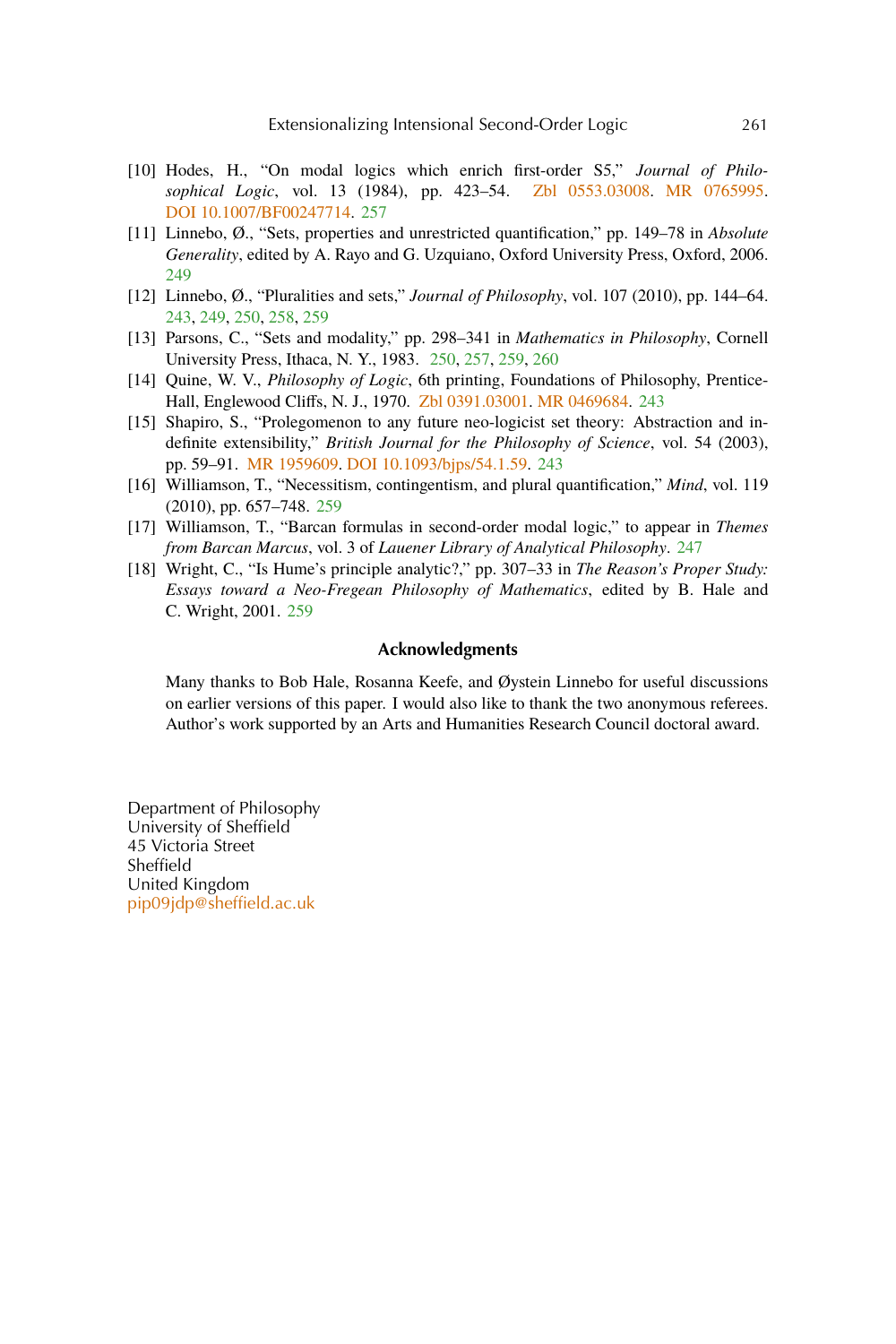[10] Hodes, H., "On modal logics which enrich first-order S5," *Journal of Philosophical Logic*, vol. 13 (1984), pp. 423–54. Zbl 0553.03008. MR 0765995. DOI 10.1007/BF00247714. 257

[11] Linnebo, Ø., "Sets, properties and unrestricted quantification," pp. 149–78 in *Absolute Generality*, edited by A. Rayo and G. Uzquiano, Oxford University Press, Oxford, 2006. 249

[12] Linnebo, Ø., "Pluralities and sets," *Journal of Philosophy*, vol. 107 (2010), pp. 144–64. 243, 249, 250, 258, 259

[13] Parsons, C., "Sets and modality," pp. 298–341 in *Mathematics in Philosophy*, Cornell University Press, Ithaca, N. Y., 1983. 250, 257, 259, 260

[14] Quine, W. V., *Philosophy of Logic*, 6th printing, Foundations of Philosophy, Prentice-Hall, Englewood Cliffs, N. J., 1970. Zbl 0391.03001. MR 0469684. 243

[15] Shapiro, S., "Prolegomenon to any future neo-logicist set theory: Abstraction and indefinite extensibility," *British Journal for the Philosophy of Science*, vol. 54 (2003), pp. 59–91. MR 1959609. DOI 10.1093/bjps/54.1.59. 243

[16] Williamson, T., "Necessitism, contingentism, and plural quantification," *Mind*, vol. 119 (2010), pp. 657–748. 259

[17] Williamson, T., "Barcan formulas in second-order modal logic," to appear in *Themes from Barcan Marcus*, vol. 3 of *Lauener Library of Analytical Philosophy*. 247

[18] Wright, C., "Is Hume's principle analytic?," pp. 307–33 in *The Reason's Proper Study: Essays toward a Neo-Fregean Philosophy of Mathematics*, edited by B. Hale and C. Wright, 2001. 259

## Acknowledgments

Many thanks to Bob Hale, Rosanna Keefe, and Øystein Linnebo for useful discussions on earlier versions of this paper. I would also like to thank the two anonymous referees. Author's work supported by an Arts and Humanities Research Council doctoral award.

Department of Philosophy
University of Sheffield
45 Victoria Street
Sheffield
United Kingdom
pip09jdp@sheffield.ac.uk